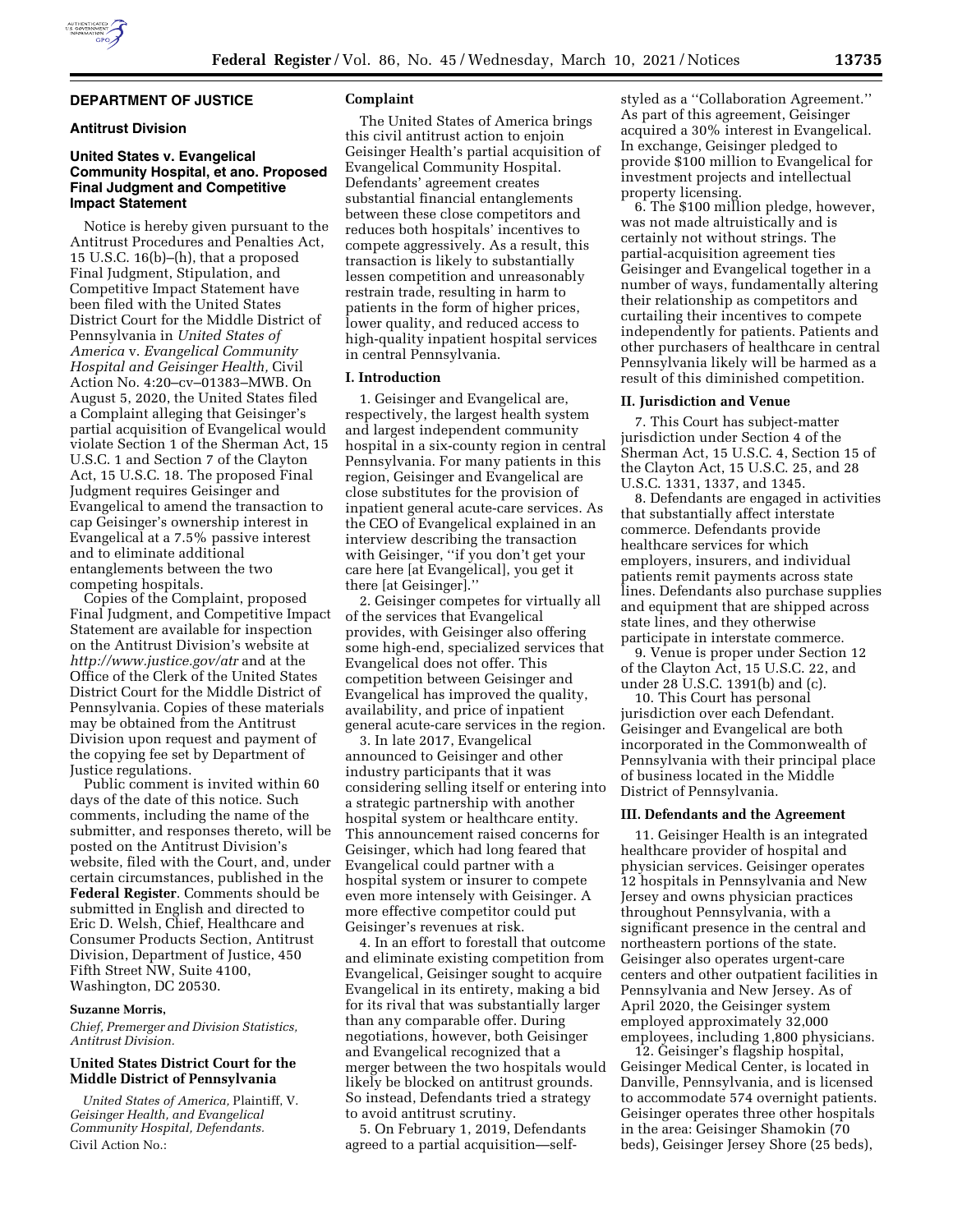## DEPARTMENT OF JUSTICE

### Antitrust Division

### United States v. Evangelical Community Hospital, et ano. Proposed Final Judgment and Competitive Impact Statement

Notice is hereby given pursuant to the Antitrust Procedures and Penalties Act, 15 U.S.C. 16(b)–(h), that a proposed Final Judgment, Stipulation, and Competitive Impact Statement have been filed with the United States District Court for the Middle District of Pennsylvania in *United States of America* v. *Evangelical Community Hospital and Geisinger Health,* Civil Action No. 4:20–cv–01383–MWB. On August 5, 2020, the United States filed a Complaint alleging that Geisinger's partial acquisition of Evangelical would violate Section 1 of the Sherman Act, 15 U.S.C. 1 and Section 7 of the Clayton Act, 15 U.S.C. 18. The proposed Final Judgment requires Geisinger and Evangelical to amend the transaction to cap Geisinger's ownership interest in Evangelical at a 7.5% passive interest and to eliminate additional entanglements between the two competing hospitals.

Copies of the Complaint, proposed Final Judgment, and Competitive Impact Statement are available for inspection on the Antitrust Division's website at *http://www.justice.gov/atr* and at the Office of the Clerk of the United States District Court for the Middle District of Pennsylvania. Copies of these materials may be obtained from the Antitrust Division upon request and payment of the copying fee set by Department of Justice regulations.

Public comment is invited within 60 days of the date of this notice. Such comments, including the name of the submitter, and responses thereto, will be posted on the Antitrust Division's website, filed with the Court, and, under certain circumstances, published in the **Federal Register**. Comments should be submitted in English and directed to Eric D. Welsh, Chief, Healthcare and Consumer Products Section, Antitrust Division, Department of Justice, 450 Fifth Street NW, Suite 4100, Washington, DC 20530.

**Suzanne Morris,**

*Chief, Premerger and Division Statistics, Antitrust Division.*

### United States District Court for the Middle District of Pennsylvania

*United States of America,* Plaintiff, V. *Geisinger Health, and Evangelical Community Hospital, Defendants.*

Civil Action No.:

### Complaint

The United States of America brings this civil antitrust action to enjoin Geisinger Health's partial acquisition of Evangelical Community Hospital. Defendants' agreement creates substantial financial entanglements between these close competitors and reduces both hospitals' incentives to compete aggressively. As a result, this transaction is likely to substantially lessen competition and unreasonably restrain trade, resulting in harm to patients in the form of higher prices, lower quality, and reduced access to high-quality inpatient hospital services in central Pennsylvania.

### I. Introduction

1. Geisinger and Evangelical are, respectively, the largest health system and largest independent community hospital in a six-county region in central Pennsylvania. For many patients in this region, Geisinger and Evangelical are close substitutes for the provision of inpatient general acute-care services. As the CEO of Evangelical explained in an interview describing the transaction with Geisinger, ''if you don't get your care here [at Evangelical], you get it there [at Geisinger].''

2. Geisinger competes for virtually all of the services that Evangelical provides, with Geisinger also offering some high-end, specialized services that Evangelical does not offer. This competition between Geisinger and Evangelical has improved the quality, availability, and price of inpatient general acute-care services in the region.

3. In late 2017, Evangelical announced to Geisinger and other industry participants that it was considering selling itself or entering into a strategic partnership with another hospital system or healthcare entity. This announcement raised concerns for Geisinger, which had long feared that Evangelical could partner with a hospital system or insurer to compete even more intensely with Geisinger. A more effective competitor could put Geisinger's revenues at risk.

4. In an effort to forestall that outcome and eliminate existing competition from Evangelical, Geisinger sought to acquire Evangelical in its entirety, making a bid for its rival that was substantially larger than any comparable offer. During negotiations, however, both Geisinger and Evangelical recognized that a merger between the two hospitals would likely be blocked on antitrust grounds. So instead, Defendants tried a strategy to avoid antitrust scrutiny.

5. On February 1, 2019, Defendants agreed to a partial acquisition—self-styled as a ''Collaboration Agreement.'' As part of this agreement, Geisinger acquired a 30% interest in Evangelical. In exchange, Geisinger pledged to provide $100 million to Evangelical for investment projects and intellectual property licensing.

6. The $100 million pledge, however, was not made altruistically and is certainly not without strings. The partial-acquisition agreement ties Geisinger and Evangelical together in a number of ways, fundamentally altering their relationship as competitors and curtailing their incentives to compete independently for patients. Patients and other purchasers of healthcare in central Pennsylvania likely will be harmed as a result of this diminished competition.

### II. Jurisdiction and Venue

7. This Court has subject-matter jurisdiction under Section 4 of the Sherman Act, 15 U.S.C. 4, Section 15 of the Clayton Act, 15 U.S.C. 25, and 28 U.S.C. 1331, 1337, and 1345.

8. Defendants are engaged in activities that substantially affect interstate commerce. Defendants provide healthcare services for which employers, insurers, and individual patients remit payments across state lines. Defendants also purchase supplies and equipment that are shipped across state lines, and they otherwise participate in interstate commerce.

9. Venue is proper under Section 12 of the Clayton Act, 15 U.S.C. 22, and under 28 U.S.C. 1391(b) and (c).

10. This Court has personal jurisdiction over each Defendant. Geisinger and Evangelical are both incorporated in the Commonwealth of Pennsylvania with their principal place of business located in the Middle District of Pennsylvania.

### III. Defendants and the Agreement

11. Geisinger Health is an integrated healthcare provider of hospital and physician services. Geisinger operates 12 hospitals in Pennsylvania and New Jersey and owns physician practices throughout Pennsylvania, with a significant presence in the central and northeastern portions of the state. Geisinger also operates urgent-care centers and other outpatient facilities in Pennsylvania and New Jersey. As of April 2020, the Geisinger system employed approximately 32,000 employees, including 1,800 physicians.

12. Geisinger's flagship hospital, Geisinger Medical Center, is located in Danville, Pennsylvania, and is licensed to accommodate 574 overnight patients. Geisinger operates three other hospitals in the area: Geisinger Shamokin (70 beds), Geisinger Jersey Shore (25 beds),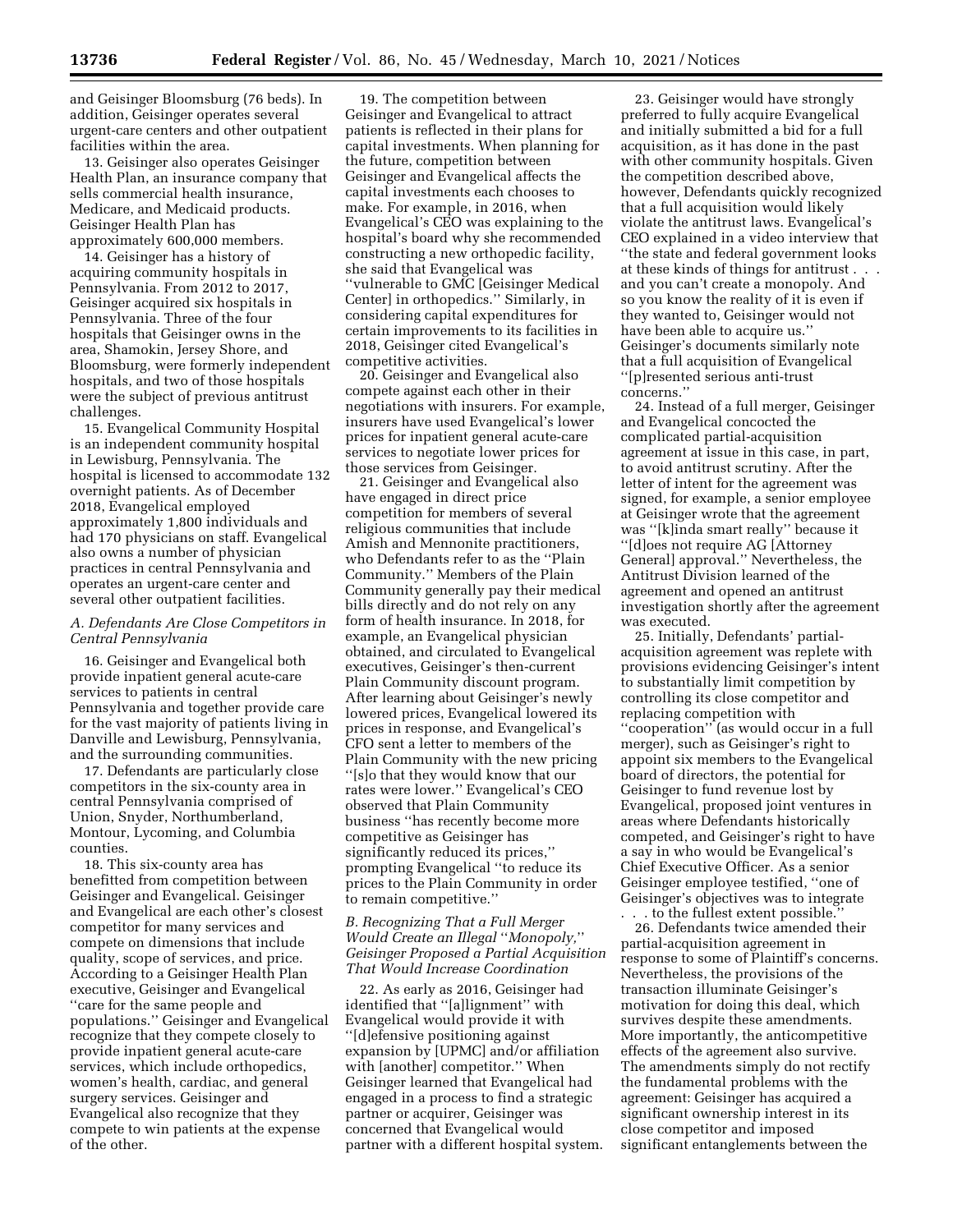and Geisinger Bloomsburg (76 beds). In addition, Geisinger operates several urgent-care centers and other outpatient facilities within the area.

13. Geisinger also operates Geisinger Health Plan, an insurance company that sells commercial health insurance, Medicare, and Medicaid products. Geisinger Health Plan has approximately 600,000 members.

14. Geisinger has a history of acquiring community hospitals in Pennsylvania. From 2012 to 2017, Geisinger acquired six hospitals in Pennsylvania. Three of the four hospitals that Geisinger owns in the area, Shamokin, Jersey Shore, and Bloomsburg, were formerly independent hospitals, and two of those hospitals were the subject of previous antitrust challenges.

15. Evangelical Community Hospital is an independent community hospital in Lewisburg, Pennsylvania. The hospital is licensed to accommodate 132 overnight patients. As of December 2018, Evangelical employed approximately 1,800 individuals and had 170 physicians on staff. Evangelical also owns a number of physician practices in central Pennsylvania and operates an urgent-care center and several other outpatient facilities.

### *A. Defendants Are Close Competitors in Central Pennsylvania*

16. Geisinger and Evangelical both provide inpatient general acute-care services to patients in central Pennsylvania and together provide care for the vast majority of patients living in Danville and Lewisburg, Pennsylvania, and the surrounding communities.

17. Defendants are particularly close competitors in the six-county area in central Pennsylvania comprised of Union, Snyder, Northumberland, Montour, Lycoming, and Columbia counties.

18. This six-county area has benefitted from competition between Geisinger and Evangelical. Geisinger and Evangelical are each other's closest competitor for many services and compete on dimensions that include quality, scope of services, and price. According to a Geisinger Health Plan executive, Geisinger and Evangelical ''care for the same people and populations.'' Geisinger and Evangelical recognize that they compete closely to provide inpatient general acute-care services, which include orthopedics, women's health, cardiac, and general surgery services. Geisinger and Evangelical also recognize that they compete to win patients at the expense of the other.

19. The competition between Geisinger and Evangelical to attract patients is reflected in their plans for capital investments. When planning for the future, competition between Geisinger and Evangelical affects the capital investments each chooses to make. For example, in 2016, when Evangelical's CEO was explaining to the hospital's board why she recommended constructing a new orthopedic facility, she said that Evangelical was ''vulnerable to GMC [Geisinger Medical Center] in orthopedics.'' Similarly, in considering capital expenditures for certain improvements to its facilities in 2018, Geisinger cited Evangelical's competitive activities.

20. Geisinger and Evangelical also compete against each other in their negotiations with insurers. For example, insurers have used Evangelical's lower prices for inpatient general acute-care services to negotiate lower prices for those services from Geisinger.

21. Geisinger and Evangelical also have engaged in direct price competition for members of several religious communities that include Amish and Mennonite practitioners, who Defendants refer to as the ''Plain Community.'' Members of the Plain Community generally pay their medical bills directly and do not rely on any form of health insurance. In 2018, for example, an Evangelical physician obtained, and circulated to Evangelical executives, Geisinger's then-current Plain Community discount program. After learning about Geisinger's newly lowered prices, Evangelical lowered its prices in response, and Evangelical's CFO sent a letter to members of the Plain Community with the new pricing ''[s]o that they would know that our rates were lower.'' Evangelical's CEO observed that Plain Community business ''has recently become more competitive as Geisinger has significantly reduced its prices,'' prompting Evangelical ''to reduce its prices to the Plain Community in order to remain competitive.''

### *B. Recognizing That a Full Merger Would Create an Illegal ''Monopoly,'' Geisinger Proposed a Partial Acquisition That Would Increase Coordination*

22. As early as 2016, Geisinger had identified that ''[a]lignment'' with Evangelical would provide it with ''[d]efensive positioning against expansion by [UPMC] and/or affiliation with [another] competitor.'' When Geisinger learned that Evangelical had engaged in a process to find a strategic partner or acquirer, Geisinger was concerned that Evangelical would partner with a different hospital system.

23. Geisinger would have strongly preferred to fully acquire Evangelical and initially submitted a bid for a full acquisition, as it has done in the past with other community hospitals. Given the competition described above, however, Defendants quickly recognized that a full acquisition would likely violate the antitrust laws. Evangelical's CEO explained in a video interview that ''the state and federal government looks at these kinds of things for antitrust . . . and you can't create a monopoly. And so you know the reality of it is even if they wanted to, Geisinger would not have been able to acquire us.'' Geisinger's documents similarly note that a full acquisition of Evangelical ''[p]resented serious anti-trust concerns.''

24. Instead of a full merger, Geisinger and Evangelical concocted the complicated partial-acquisition agreement at issue in this case, in part, to avoid antitrust scrutiny. After the letter of intent for the agreement was signed, for example, a senior employee at Geisinger wrote that the agreement was ''[k]inda smart really'' because it ''[d]oes not require AG [Attorney General] approval.'' Nevertheless, the Antitrust Division learned of the agreement and opened an antitrust investigation shortly after the agreement was executed.

25. Initially, Defendants' partial-acquisition agreement was replete with provisions evidencing Geisinger's intent to substantially limit competition by controlling its close competitor and replacing competition with ''cooperation'' (as would occur in a full merger), such as Geisinger's right to appoint six members to the Evangelical board of directors, the potential for Geisinger to fund revenue lost by Evangelical, proposed joint ventures in areas where Defendants historically competed, and Geisinger's right to have a say in who would be Evangelical's Chief Executive Officer. As a senior Geisinger employee testified, ''one of Geisinger's objectives was to integrate . . . to the fullest extent possible.''

26. Defendants twice amended their partial-acquisition agreement in response to some of Plaintiff's concerns. Nevertheless, the provisions of the transaction illuminate Geisinger's motivation for doing this deal, which survives despite these amendments. More importantly, the anticompetitive effects of the agreement also survive. The amendments simply do not rectify the fundamental problems with the agreement: Geisinger has acquired a significant ownership interest in its close competitor and imposed significant entanglements between the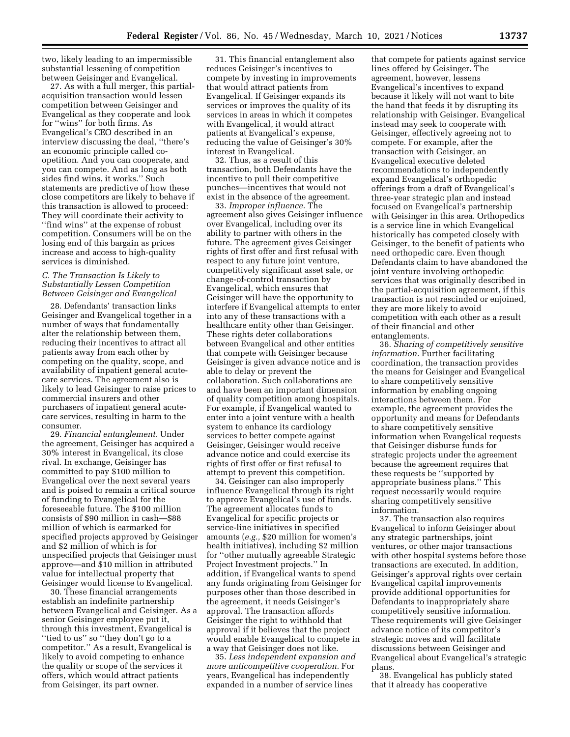two, likely leading to an impermissible substantial lessening of competition between Geisinger and Evangelical.

27. As with a full merger, this partial-acquisition transaction would lessen competition between Geisinger and Evangelical as they cooperate and look for "wins" for both firms. As Evangelical's CEO described in an interview discussing the deal, "there's an economic principle called co-opetition. And you can cooperate, and you can compete. And as long as both sides find wins, it works." Such statements are predictive of how these close competitors are likely to behave if this transaction is allowed to proceed: They will coordinate their activity to "find wins" at the expense of robust competition. Consumers will be on the losing end of this bargain as prices increase and access to high-quality services is diminished.

### C. The Transaction Is Likely to Substantially Lessen Competition Between Geisinger and Evangelical

28. Defendants' transaction links Geisinger and Evangelical together in a number of ways that fundamentally alter the relationship between them, reducing their incentives to attract all patients away from each other by competing on the quality, scope, and availability of inpatient general acute-care services. The agreement also is likely to lead Geisinger to raise prices to commercial insurers and other purchasers of inpatient general acute-care services, resulting in harm to the consumer.

29. *Financial entanglement.* Under the agreement, Geisinger has acquired a 30% interest in Evangelical, its close rival. In exchange, Geisinger has committed to pay $100 million to Evangelical over the next several years and is poised to remain a critical source of funding to Evangelical for the foreseeable future. The $100 million consists of $90 million in cash—$88 million of which is earmarked for specified projects approved by Geisinger and $2 million of which is for unspecified projects that Geisinger must approve—and $10 million in attributed value for intellectual property that Geisinger would license to Evangelical.

30. These financial arrangements establish an indefinite partnership between Evangelical and Geisinger. As a senior Geisinger employee put it, through this investment, Evangelical is "tied to us" so "they don't go to a competitor." As a result, Evangelical is likely to avoid competing to enhance the quality or scope of the services it offers, which would attract patients from Geisinger, its part owner.

31. This financial entanglement also reduces Geisinger's incentives to compete by investing in improvements that would attract patients from Evangelical. If Geisinger expands its services or improves the quality of its services in areas in which it competes with Evangelical, it would attract patients at Evangelical's expense, reducing the value of Geisinger's 30% interest in Evangelical.

32. Thus, as a result of this transaction, both Defendants have the incentive to pull their competitive punches—incentives that would not exist in the absence of the agreement.

33. *Improper influence.* The agreement also gives Geisinger influence over Evangelical, including over its ability to partner with others in the future. The agreement gives Geisinger rights of first offer and first refusal with respect to any future joint venture, competitively significant asset sale, or change-of-control transaction by Evangelical, which ensures that Geisinger will have the opportunity to interfere if Evangelical attempts to enter into any of these transactions with a healthcare entity other than Geisinger. These rights deter collaborations between Evangelical and other entities that compete with Geisinger because Geisinger is given advance notice and is able to delay or prevent the collaboration. Such collaborations are and have been an important dimension of quality competition among hospitals. For example, if Evangelical wanted to enter into a joint venture with a health system to enhance its cardiology services to better compete against Geisinger, Geisinger would receive advance notice and could exercise its rights of first offer or first refusal to attempt to prevent this competition.

34. Geisinger can also improperly influence Evangelical through its right to approve Evangelical's use of funds. The agreement allocates funds to Evangelical for specific projects or service-line initiatives in specified amounts (*e.g.,* $20 million for women's health initiatives), including $2 million for "other mutually agreeable Strategic Project Investment projects." In addition, if Evangelical wants to spend any funds originating from Geisinger for purposes other than those described in the agreement, it needs Geisinger's approval. The transaction affords Geisinger the right to withhold that approval if it believes that the project would enable Evangelical to compete in a way that Geisinger does not like.

35. *Less independent expansion and more anticompetitive cooperation.* For years, Evangelical has independently expanded in a number of service lines that compete for patients against service lines offered by Geisinger. The agreement, however, lessens Evangelical's incentives to expand because it likely will not want to bite the hand that feeds it by disrupting its relationship with Geisinger. Evangelical instead may seek to cooperate with Geisinger, effectively agreeing not to compete. For example, after the transaction with Geisinger, an Evangelical executive deleted recommendations to independently expand Evangelical's orthopedic offerings from a draft of Evangelical's three-year strategic plan and instead focused on Evangelical's partnership with Geisinger in this area. Orthopedics is a service line in which Evangelical historically has competed closely with Geisinger, to the benefit of patients who need orthopedic care. Even though Defendants claim to have abandoned the joint venture involving orthopedic services that was originally described in the partial-acquisition agreement, if this transaction is not rescinded or enjoined, they are more likely to avoid competition with each other as a result of their financial and other entanglements.

36. *Sharing of competitively sensitive information.* Further facilitating coordination, the transaction provides the means for Geisinger and Evangelical to share competitively sensitive information by enabling ongoing interactions between them. For example, the agreement provides the opportunity and means for Defendants to share competitively sensitive information when Evangelical requests that Geisinger disburse funds for strategic projects under the agreement because the agreement requires that these requests be "supported by appropriate business plans." This request necessarily would require sharing competitively sensitive information.

37. The transaction also requires Evangelical to inform Geisinger about any strategic partnerships, joint ventures, or other major transactions with other hospital systems before those transactions are executed. In addition, Geisinger's approval rights over certain Evangelical capital improvements provide additional opportunities for Defendants to inappropriately share competitively sensitive information. These requirements will give Geisinger advance notice of its competitor's strategic moves and will facilitate discussions between Geisinger and Evangelical about Evangelical's strategic plans.

38. Evangelical has publicly stated that it already has cooperative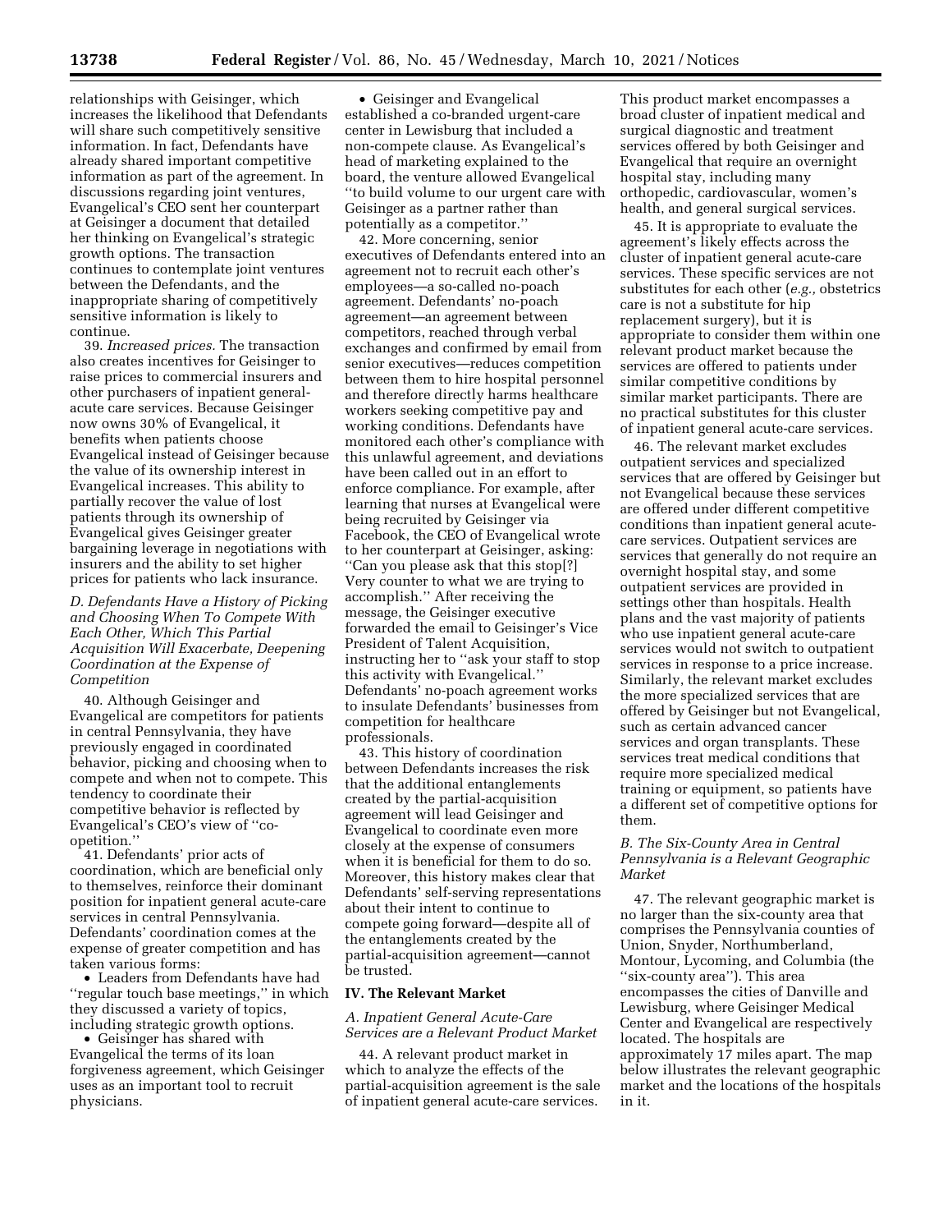relationships with Geisinger, which increases the likelihood that Defendants will share such competitively sensitive information. In fact, Defendants have already shared important competitive information as part of the agreement. In discussions regarding joint ventures, Evangelical's CEO sent her counterpart at Geisinger a document that detailed her thinking on Evangelical's strategic growth options. The transaction continues to contemplate joint ventures between the Defendants, and the inappropriate sharing of competitively sensitive information is likely to continue.

39. *Increased prices.* The transaction also creates incentives for Geisinger to raise prices to commercial insurers and other purchasers of inpatient general-acute care services. Because Geisinger now owns 30% of Evangelical, it benefits when patients choose Evangelical instead of Geisinger because the value of its ownership interest in Evangelical increases. This ability to partially recover the value of lost patients through its ownership of Evangelical gives Geisinger greater bargaining leverage in negotiations with insurers and the ability to set higher prices for patients who lack insurance.

### *D. Defendants Have a History of Picking and Choosing When To Compete With Each Other, Which This Partial Acquisition Will Exacerbate, Deepening Coordination at the Expense of Competition*

40. Although Geisinger and Evangelical are competitors for patients in central Pennsylvania, they have previously engaged in coordinated behavior, picking and choosing when to compete and when not to compete. This tendency to coordinate their competitive behavior is reflected by Evangelical's CEO's view of ''co-opetition.''

41. Defendants' prior acts of coordination, which are beneficial only to themselves, reinforce their dominant position for inpatient general acute-care services in central Pennsylvania. Defendants' coordination comes at the expense of greater competition and has taken various forms:

- Leaders from Defendants have had ''regular touch base meetings,'' in which they discussed a variety of topics, including strategic growth options.
- Geisinger has shared with Evangelical the terms of its loan forgiveness agreement, which Geisinger uses as an important tool to recruit physicians.
- Geisinger and Evangelical established a co-branded urgent-care center in Lewisburg that included a non-compete clause. As Evangelical's head of marketing explained to the board, the venture allowed Evangelical ''to build volume to our urgent care with Geisinger as a partner rather than potentially as a competitor.''

42. More concerning, senior executives of Defendants entered into an agreement not to recruit each other's employees—a so-called no-poach agreement. Defendants' no-poach agreement—an agreement between competitors, reached through verbal exchanges and confirmed by email from senior executives—reduces competition between them to hire hospital personnel and therefore directly harms healthcare workers seeking competitive pay and working conditions. Defendants have monitored each other's compliance with this unlawful agreement, and deviations have been called out in an effort to enforce compliance. For example, after learning that nurses at Evangelical were being recruited by Geisinger via Facebook, the CEO of Evangelical wrote to her counterpart at Geisinger, asking: ''Can you please ask that this stop[?] Very counter to what we are trying to accomplish.'' After receiving the message, the Geisinger executive forwarded the email to Geisinger's Vice President of Talent Acquisition, instructing her to ''ask your staff to stop this activity with Evangelical.'' Defendants' no-poach agreement works to insulate Defendants' businesses from competition for healthcare professionals.

43. This history of coordination between Defendants increases the risk that the additional entanglements created by the partial-acquisition agreement will lead Geisinger and Evangelical to coordinate even more closely at the expense of consumers when it is beneficial for them to do so. Moreover, this history makes clear that Defendants' self-serving representations about their intent to continue to compete going forward—despite all of the entanglements created by the partial-acquisition agreement—cannot be trusted.

## IV. The Relevant Market

### *A. Inpatient General Acute-Care Services are a Relevant Product Market*

44. A relevant product market in which to analyze the effects of the partial-acquisition agreement is the sale of inpatient general acute-care services. This product market encompasses a broad cluster of inpatient medical and surgical diagnostic and treatment services offered by both Geisinger and Evangelical that require an overnight hospital stay, including many orthopedic, cardiovascular, women's health, and general surgical services.

45. It is appropriate to evaluate the agreement's likely effects across the cluster of inpatient general acute-care services. These specific services are not substitutes for each other (*e.g.,* obstetrics care is not a substitute for hip replacement surgery), but it is appropriate to consider them within one relevant product market because the services are offered to patients under similar competitive conditions by similar market participants. There are no practical substitutes for this cluster of inpatient general acute-care services.

46. The relevant market excludes outpatient services and specialized services that are offered by Geisinger but not Evangelical because these services are offered under different competitive conditions than inpatient general acute-care services. Outpatient services are services that generally do not require an overnight hospital stay, and some outpatient services are provided in settings other than hospitals. Health plans and the vast majority of patients who use inpatient general acute-care services would not switch to outpatient services in response to a price increase. Similarly, the relevant market excludes the more specialized services that are offered by Geisinger but not Evangelical, such as certain advanced cancer services and organ transplants. These services treat medical conditions that require more specialized medical training or equipment, so patients have a different set of competitive options for them.

### *B. The Six-County Area in Central Pennsylvania is a Relevant Geographic Market*

47. The relevant geographic market is no larger than the six-county area that comprises the Pennsylvania counties of Union, Snyder, Northumberland, Montour, Lycoming, and Columbia (the ''six-county area''). This area encompasses the cities of Danville and Lewisburg, where Geisinger Medical Center and Evangelical are respectively located. The hospitals are approximately 17 miles apart. The map below illustrates the relevant geographic market and the locations of the hospitals in it.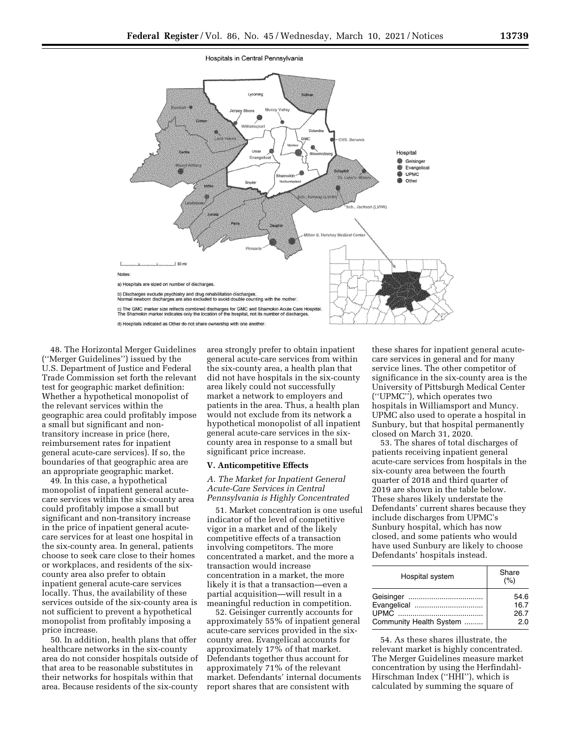Hospitals in Central Pennsylvania

Notes:

a) Hospitals are sized on number of discharges.

b) Discharges exclude psychiatry and drug rehabilitation discharges. Normal newborn discharges are also excluded to avoid double counting with the mother.

c) The GMC marker size reflects combined discharges for GMC and Shamokin Acute Care Hospital. The Shamokin marker indicates only the location of the hospital, not its number of discharges.

d) Hospitals indicated as Other do not share ownership with one another.

48. The Horizontal Merger Guidelines (''Merger Guidelines'') issued by the U.S. Department of Justice and Federal Trade Commission set forth the relevant test for geographic market definition: Whether a hypothetical monopolist of the relevant services within the geographic area could profitably impose a small but significant and non-transitory increase in price (here, reimbursement rates for inpatient general acute-care services). If so, the boundaries of that geographic area are an appropriate geographic market.

49. In this case, a hypothetical monopolist of inpatient general acute-care services within the six-county area could profitably impose a small but significant and non-transitory increase in the price of inpatient general acute-care services for at least one hospital in the six-county area. In general, patients choose to seek care close to their homes or workplaces, and residents of the six-county area also prefer to obtain inpatient general acute-care services locally. Thus, the availability of these services outside of the six-county area is not sufficient to prevent a hypothetical monopolist from profitably imposing a price increase.

50. In addition, health plans that offer healthcare networks in the six-county area do not consider hospitals outside of that area to be reasonable substitutes in their networks for hospitals within that area. Because residents of the six-county area strongly prefer to obtain inpatient general acute-care services from within the six-county area, a health plan that did not have hospitals in the six-county area likely could not successfully market a network to employers and patients in the area. Thus, a health plan would not exclude from its network a hypothetical monopolist of all inpatient general acute-care services in the six-county area in response to a small but significant price increase.

## V. Anticompetitive Effects

### *A. The Market for Inpatient General Acute-Care Services in Central Pennsylvania is Highly Concentrated*

51. Market concentration is one useful indicator of the level of competitive vigor in a market and of the likely competitive effects of a transaction involving competitors. The more concentrated a market, and the more a transaction would increase concentration in a market, the more likely it is that a transaction—even a partial acquisition—will result in a meaningful reduction in competition.

52. Geisinger currently accounts for approximately 55% of inpatient general acute-care services provided in the six-county area. Evangelical accounts for approximately 17% of that market. Defendants together thus account for approximately 71% of the relevant market. Defendants' internal documents report shares that are consistent with these shares for inpatient general acute-care services in general and for many service lines. The other competitor of significance in the six-county area is the University of Pittsburgh Medical Center (''UPMC''), which operates two hospitals in Williamsport and Muncy. UPMC also used to operate a hospital in Sunbury, but that hospital permanently closed on March 31, 2020.

53. The shares of total discharges of patients receiving inpatient general acute-care services from hospitals in the six-county area between the fourth quarter of 2018 and third quarter of 2019 are shown in the table below. These shares likely understate the Defendants' current shares because they include discharges from UPMC's Sunbury hospital, which has now closed, and some patients who would have used Sunbury are likely to choose Defendants' hospitals instead.

| Hospital system | Share (%) |
|---|---|
| Geisinger | 54.6 |
| Evangelical | 16.7 |
| UPMC | 26.7 |
| Community Health System | 2.0 |

54. As these shares illustrate, the relevant market is highly concentrated. The Merger Guidelines measure market concentration by using the Herfindahl-Hirschman Index (''HHI''), which is calculated by summing the square of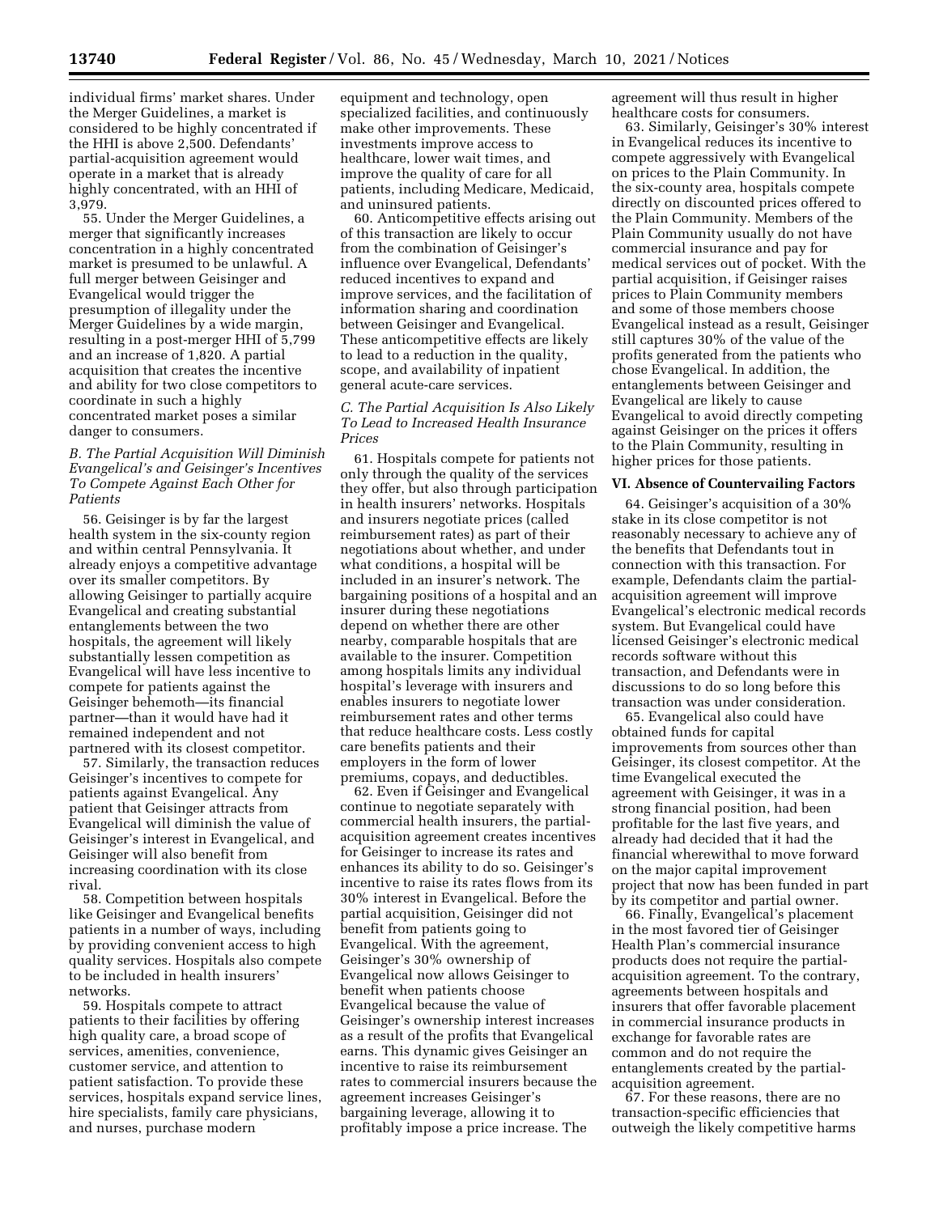individual firms' market shares. Under the Merger Guidelines, a market is considered to be highly concentrated if the HHI is above 2,500. Defendants' partial-acquisition agreement would operate in a market that is already highly concentrated, with an HHI of 3,979.

55. Under the Merger Guidelines, a merger that significantly increases concentration in a highly concentrated market is presumed to be unlawful. A full merger between Geisinger and Evangelical would trigger the presumption of illegality under the Merger Guidelines by a wide margin, resulting in a post-merger HHI of 5,799 and an increase of 1,820. A partial acquisition that creates the incentive and ability for two close competitors to coordinate in such a highly concentrated market poses a similar danger to consumers.

### *B. The Partial Acquisition Will Diminish Evangelical's and Geisinger's Incentives To Compete Against Each Other for Patients*

56. Geisinger is by far the largest health system in the six-county region and within central Pennsylvania. It already enjoys a competitive advantage over its smaller competitors. By allowing Geisinger to partially acquire Evangelical and creating substantial entanglements between the two hospitals, the agreement will likely substantially lessen competition as Evangelical will have less incentive to compete for patients against the Geisinger behemoth—its financial partner—than it would have had it remained independent and not partnered with its closest competitor.

57. Similarly, the transaction reduces Geisinger's incentives to compete for patients against Evangelical. Any patient that Geisinger attracts from Evangelical will diminish the value of Geisinger's interest in Evangelical, and Geisinger will also benefit from increasing coordination with its close rival.

58. Competition between hospitals like Geisinger and Evangelical benefits patients in a number of ways, including by providing convenient access to high quality services. Hospitals also compete to be included in health insurers' networks.

59. Hospitals compete to attract patients to their facilities by offering high quality care, a broad scope of services, amenities, convenience, customer service, and attention to patient satisfaction. To provide these services, hospitals expand service lines, hire specialists, family care physicians, and nurses, purchase modern equipment and technology, open specialized facilities, and continuously make other improvements. These investments improve access to healthcare, lower wait times, and improve the quality of care for all patients, including Medicare, Medicaid, and uninsured patients.

60. Anticompetitive effects arising out of this transaction are likely to occur from the combination of Geisinger's influence over Evangelical, Defendants' reduced incentives to expand and improve services, and the facilitation of information sharing and coordination between Geisinger and Evangelical. These anticompetitive effects are likely to lead to a reduction in the quality, scope, and availability of inpatient general acute-care services.

### *C. The Partial Acquisition Is Also Likely To Lead to Increased Health Insurance Prices*

61. Hospitals compete for patients not only through the quality of the services they offer, but also through participation in health insurers' networks. Hospitals and insurers negotiate prices (called reimbursement rates) as part of their negotiations about whether, and under what conditions, a hospital will be included in an insurer's network. The bargaining positions of a hospital and an insurer during these negotiations depend on whether there are other nearby, comparable hospitals that are available to the insurer. Competition among hospitals limits any individual hospital's leverage with insurers and enables insurers to negotiate lower reimbursement rates and other terms that reduce healthcare costs. Less costly care benefits patients and their employers in the form of lower premiums, copays, and deductibles.

62. Even if Geisinger and Evangelical continue to negotiate separately with commercial health insurers, the partial-acquisition agreement creates incentives for Geisinger to increase its rates and enhances its ability to do so. Geisinger's incentive to raise its rates flows from its 30% interest in Evangelical. Before the partial acquisition, Geisinger did not benefit from patients going to Evangelical. With the agreement, Geisinger's 30% ownership of Evangelical now allows Geisinger to benefit when patients choose Evangelical because the value of Geisinger's ownership interest increases as a result of the profits that Evangelical earns. This dynamic gives Geisinger an incentive to raise its reimbursement rates to commercial insurers because the agreement increases Geisinger's bargaining leverage, allowing it to profitably impose a price increase. The agreement will thus result in higher healthcare costs for consumers.

63. Similarly, Geisinger's 30% interest in Evangelical reduces its incentive to compete aggressively with Evangelical on prices to the Plain Community. In the six-county area, hospitals compete directly on discounted prices offered to the Plain Community. Members of the Plain Community usually do not have commercial insurance and pay for medical services out of pocket. With the partial acquisition, if Geisinger raises prices to Plain Community members and some of those members choose Evangelical instead as a result, Geisinger still captures 30% of the value of the profits generated from the patients who chose Evangelical. In addition, the entanglements between Geisinger and Evangelical are likely to cause Evangelical to avoid directly competing against Geisinger on the prices it offers to the Plain Community, resulting in higher prices for those patients.

## VI. Absence of Countervailing Factors

64. Geisinger's acquisition of a 30% stake in its close competitor is not reasonably necessary to achieve any of the benefits that Defendants tout in connection with this transaction. For example, Defendants claim the partial-acquisition agreement will improve Evangelical's electronic medical records system. But Evangelical could have licensed Geisinger's electronic medical records software without this transaction, and Defendants were in discussions to do so long before this transaction was under consideration.

65. Evangelical also could have obtained funds for capital improvements from sources other than Geisinger, its closest competitor. At the time Evangelical executed the agreement with Geisinger, it was in a strong financial position, had been profitable for the last five years, and already had decided that it had the financial wherewithal to move forward on the major capital improvement project that now has been funded in part by its competitor and partial owner.

66. Finally, Evangelical's placement in the most favored tier of Geisinger Health Plan's commercial insurance products does not require the partial-acquisition agreement. To the contrary, agreements between hospitals and insurers that offer favorable placement in commercial insurance products in exchange for favorable rates are common and do not require the entanglements created by the partial-acquisition agreement.

67. For these reasons, there are no transaction-specific efficiencies that outweigh the likely competitive harms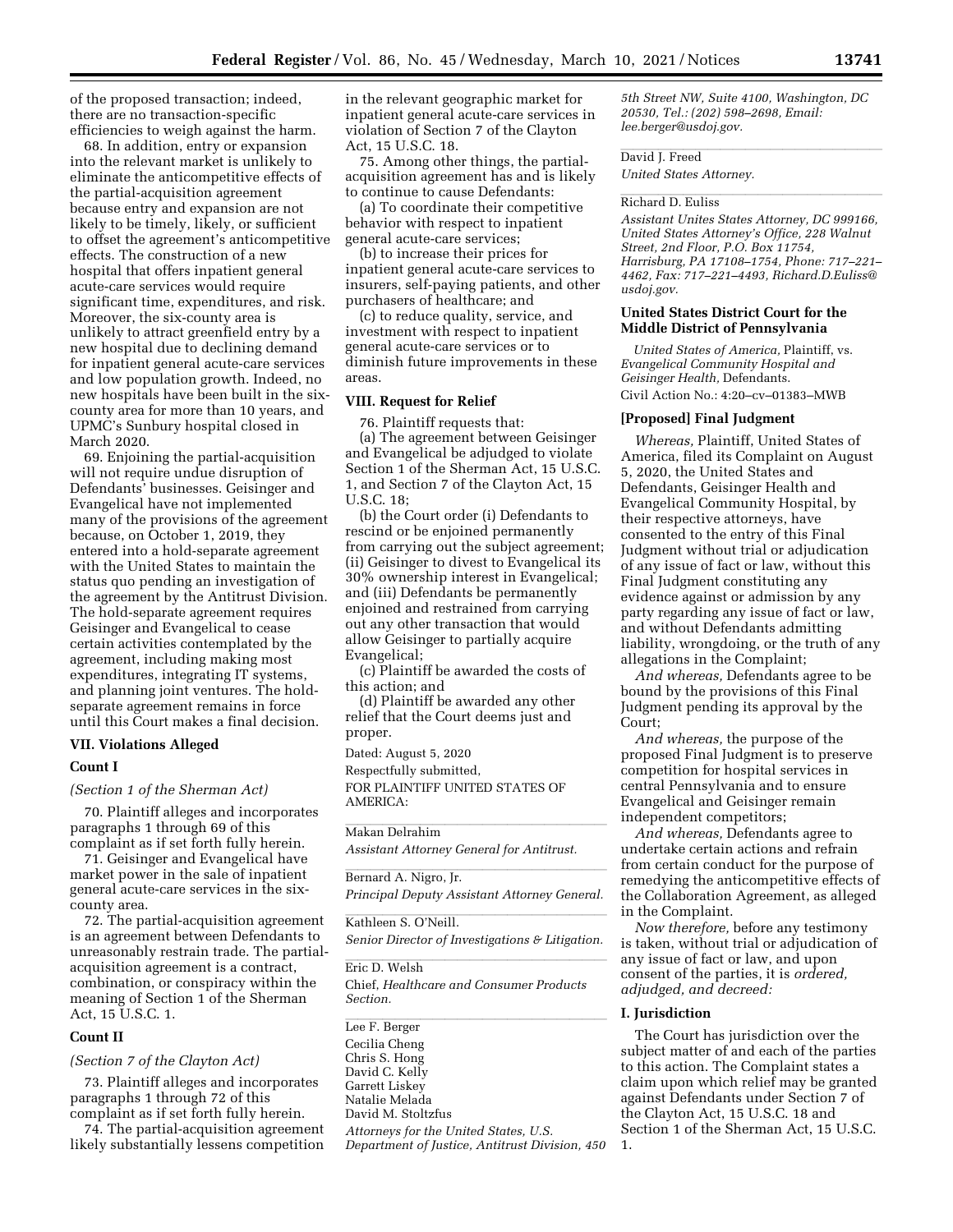of the proposed transaction; indeed, there are no transaction-specific efficiencies to weigh against the harm.

68. In addition, entry or expansion into the relevant market is unlikely to eliminate the anticompetitive effects of the partial-acquisition agreement because entry and expansion are not likely to be timely, likely, or sufficient to offset the agreement's anticompetitive effects. The construction of a new hospital that offers inpatient general acute-care services would require significant time, expenditures, and risk. Moreover, the six-county area is unlikely to attract greenfield entry by a new hospital due to declining demand for inpatient general acute-care services and low population growth. Indeed, no new hospitals have been built in the six-county area for more than 10 years, and UPMC's Sunbury hospital closed in March 2020.

69. Enjoining the partial-acquisition will not require undue disruption of Defendants' businesses. Geisinger and Evangelical have not implemented many of the provisions of the agreement because, on October 1, 2019, they entered into a hold-separate agreement with the United States to maintain the status quo pending an investigation of the agreement by the Antitrust Division. The hold-separate agreement requires Geisinger and Evangelical to cease certain activities contemplated by the agreement, including making most expenditures, integrating IT systems, and planning joint ventures. The hold-separate agreement remains in force until this Court makes a final decision.

## VII. Violations Alleged

### Count I

*(Section 1 of the Sherman Act)*

70. Plaintiff alleges and incorporates paragraphs 1 through 69 of this complaint as if set forth fully herein.

71. Geisinger and Evangelical have market power in the sale of inpatient general acute-care services in the six-county area.

72. The partial-acquisition agreement is an agreement between Defendants to unreasonably restrain trade. The partial-acquisition agreement is a contract, combination, or conspiracy within the meaning of Section 1 of the Sherman Act, 15 U.S.C. 1.

### Count II

*(Section 7 of the Clayton Act)*

73. Plaintiff alleges and incorporates paragraphs 1 through 72 of this complaint as if set forth fully herein.

74. The partial-acquisition agreement likely substantially lessens competition in the relevant geographic market for inpatient general acute-care services in violation of Section 7 of the Clayton Act, 15 U.S.C. 18.

75. Among other things, the partial-acquisition agreement has and is likely to continue to cause Defendants:

(a) To coordinate their competitive behavior with respect to inpatient general acute-care services;

(b) to increase their prices for inpatient general acute-care services to insurers, self-paying patients, and other purchasers of healthcare; and

(c) to reduce quality, service, and investment with respect to inpatient general acute-care services or to diminish future improvements in these areas.

## VIII. Request for Relief

76. Plaintiff requests that:

(a) The agreement between Geisinger and Evangelical be adjudged to violate Section 1 of the Sherman Act, 15 U.S.C. 1, and Section 7 of the Clayton Act, 15 U.S.C. 18;

(b) the Court order (i) Defendants to rescind or be enjoined permanently from carrying out the subject agreement; (ii) Geisinger to divest to Evangelical its 30% ownership interest in Evangelical; and (iii) Defendants be permanently enjoined and restrained from carrying out any other transaction that would allow Geisinger to partially acquire Evangelical;

(c) Plaintiff be awarded the costs of this action; and

(d) Plaintiff be awarded any other relief that the Court deems just and proper.

Dated: August 5, 2020

Respectfully submitted,

FOR PLAINTIFF UNITED STATES OF AMERICA:

Makan Delrahim

*Assistant Attorney General for Antitrust.*

Bernard A. Nigro, Jr.

*Principal Deputy Assistant Attorney General.*

Kathleen S. O'Neill.

*Senior Director of Investigations & Litigation.*

Eric D. Welsh

Chief, *Healthcare and Consumer Products Section.*

Lee F. Berger
Cecilia Cheng
Chris S. Hong
David C. Kelly
Garrett Liskey
Natalie Melada
David M. Stoltzfus

*Attorneys for the United States, U.S. Department of Justice, Antitrust Division, 450 5th Street NW, Suite 4100, Washington, DC 20530, Tel.: (202) 598–2698, Email: lee.berger@usdoj.gov.*

David J. Freed

*United States Attorney.*

Richard D. Euliss

*Assistant Unites States Attorney, DC 999166, United States Attorney's Office, 228 Walnut Street, 2nd Floor, P.O. Box 11754, Harrisburg, PA 17108–1754, Phone: 717–221–4462, Fax: 717–221–4493, Richard.D.Euliss@usdoj.gov.*

## United States District Court for the Middle District of Pennsylvania

*United States of America,* Plaintiff, vs. *Evangelical Community Hospital and Geisinger Health,* Defendants.

Civil Action No.: 4:20–cv–01383–MWB

## [Proposed] Final Judgment

*Whereas,* Plaintiff, United States of America, filed its Complaint on August 5, 2020, the United States and Defendants, Geisinger Health and Evangelical Community Hospital, by their respective attorneys, have consented to the entry of this Final Judgment without trial or adjudication of any issue of fact or law, without this Final Judgment constituting any evidence against or admission by any party regarding any issue of fact or law, and without Defendants admitting liability, wrongdoing, or the truth of any allegations in the Complaint;

*And whereas,* Defendants agree to be bound by the provisions of this Final Judgment pending its approval by the Court;

*And whereas,* the purpose of the proposed Final Judgment is to preserve competition for hospital services in central Pennsylvania and to ensure Evangelical and Geisinger remain independent competitors;

*And whereas,* Defendants agree to undertake certain actions and refrain from certain conduct for the purpose of remedying the anticompetitive effects of the Collaboration Agreement, as alleged in the Complaint.

*Now therefore,* before any testimony is taken, without trial or adjudication of any issue of fact or law, and upon consent of the parties, it is *ordered, adjudged, and decreed:*

## I. Jurisdiction

The Court has jurisdiction over the subject matter of and each of the parties to this action. The Complaint states a claim upon which relief may be granted against Defendants under Section 7 of the Clayton Act, 15 U.S.C. 18 and Section 1 of the Sherman Act, 15 U.S.C. 1.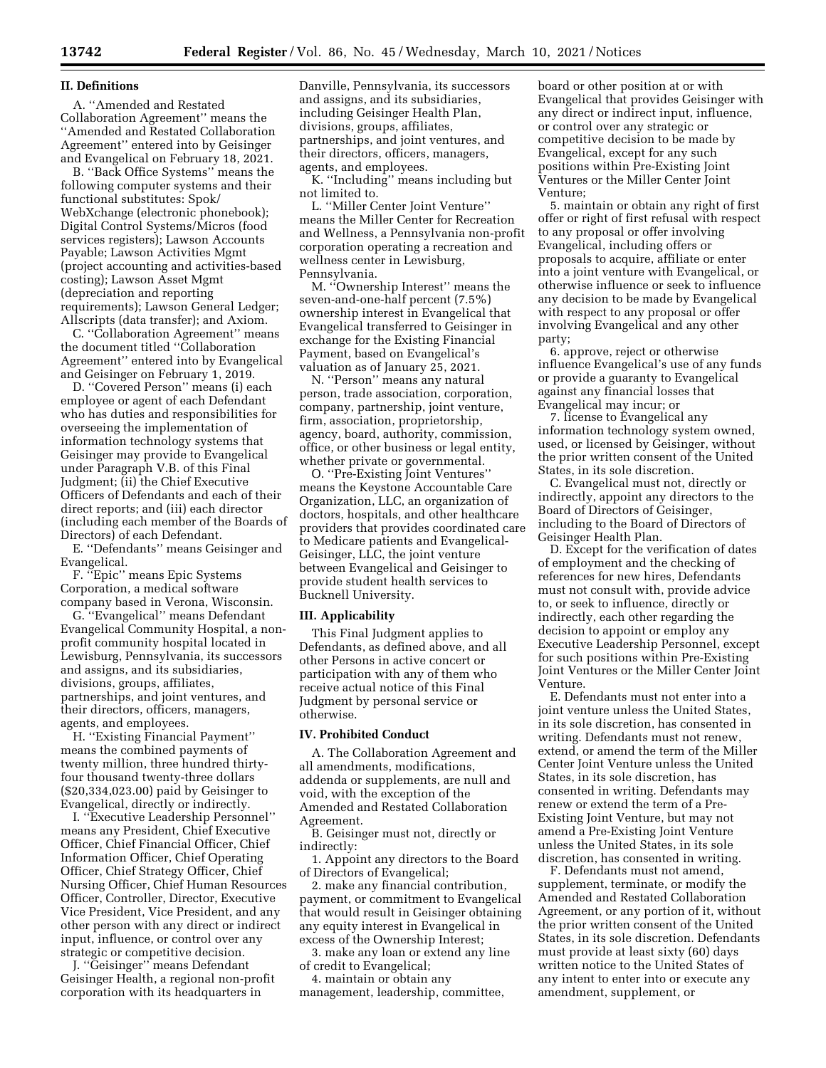## II. Definitions

A. ''Amended and Restated Collaboration Agreement'' means the ''Amended and Restated Collaboration Agreement'' entered into by Geisinger and Evangelical on February 18, 2021.

B. ''Back Office Systems'' means the following computer systems and their functional substitutes: Spok/WebXchange (electronic phonebook); Digital Control Systems/Micros (food services registers); Lawson Accounts Payable; Lawson Activities Mgmt (project accounting and activities-based costing); Lawson Asset Mgmt (depreciation and reporting requirements); Lawson General Ledger; Allscripts (data transfer); and Axiom.

C. ''Collaboration Agreement'' means the document titled ''Collaboration Agreement'' entered into by Evangelical and Geisinger on February 1, 2019.

D. ''Covered Person'' means (i) each employee or agent of each Defendant who has duties and responsibilities for overseeing the implementation of information technology systems that Geisinger may provide to Evangelical under Paragraph V.B. of this Final Judgment; (ii) the Chief Executive Officers of Defendants and each of their direct reports; and (iii) each director (including each member of the Boards of Directors) of each Defendant.

E. ''Defendants'' means Geisinger and Evangelical.

F. ''Epic'' means Epic Systems Corporation, a medical software company based in Verona, Wisconsin.

G. ''Evangelical'' means Defendant Evangelical Community Hospital, a non-profit community hospital located in Lewisburg, Pennsylvania, its successors and assigns, and its subsidiaries, divisions, groups, affiliates, partnerships, and joint ventures, and their directors, officers, managers, agents, and employees.

H. ''Existing Financial Payment'' means the combined payments of twenty million, three hundred thirty-four thousand twenty-three dollars ($20,334,023.00) paid by Geisinger to Evangelical, directly or indirectly.

I. ''Executive Leadership Personnel'' means any President, Chief Executive Officer, Chief Financial Officer, Chief Information Officer, Chief Operating Officer, Chief Strategy Officer, Chief Nursing Officer, Chief Human Resources Officer, Controller, Director, Executive Vice President, Vice President, and any other person with any direct or indirect input, influence, or control over any strategic or competitive decision.

J. ''Geisinger'' means Defendant Geisinger Health, a regional non-profit corporation with its headquarters in Danville, Pennsylvania, its successors and assigns, and its subsidiaries, including Geisinger Health Plan, divisions, groups, affiliates, partnerships, and joint ventures, and their directors, officers, managers, agents, and employees.

K. ''Including'' means including but not limited to.

L. ''Miller Center Joint Venture'' means the Miller Center for Recreation and Wellness, a Pennsylvania non-profit corporation operating a recreation and wellness center in Lewisburg, Pennsylvania.

M. ''Ownership Interest'' means the seven-and-one-half percent (7.5%) ownership interest in Evangelical that Evangelical transferred to Geisinger in exchange for the Existing Financial Payment, based on Evangelical's valuation as of January 25, 2021.

N. ''Person'' means any natural person, trade association, corporation, company, partnership, joint venture, firm, association, proprietorship, agency, board, authority, commission, office, or other business or legal entity, whether private or governmental.

O. ''Pre-Existing Joint Ventures'' means the Keystone Accountable Care Organization, LLC, an organization of doctors, hospitals, and other healthcare providers that provides coordinated care to Medicare patients and Evangelical-Geisinger, LLC, the joint venture between Evangelical and Geisinger to provide student health services to Bucknell University.

## III. Applicability

This Final Judgment applies to Defendants, as defined above, and all other Persons in active concert or participation with any of them who receive actual notice of this Final Judgment by personal service or otherwise.

## IV. Prohibited Conduct

A. The Collaboration Agreement and all amendments, modifications, addenda or supplements, are null and void, with the exception of the Amended and Restated Collaboration Agreement.

B. Geisinger must not, directly or indirectly:

1. Appoint any directors to the Board of Directors of Evangelical;

2. make any financial contribution, payment, or commitment to Evangelical that would result in Geisinger obtaining any equity interest in Evangelical in excess of the Ownership Interest;

3. make any loan or extend any line of credit to Evangelical;

4. maintain or obtain any management, leadership, committee, board or other position at or with Evangelical that provides Geisinger with any direct or indirect input, influence, or control over any strategic or competitive decision to be made by Evangelical, except for any such positions within Pre-Existing Joint Ventures or the Miller Center Joint Venture;

5. maintain or obtain any right of first offer or right of first refusal with respect to any proposal or offer involving Evangelical, including offers or proposals to acquire, affiliate or enter into a joint venture with Evangelical, or otherwise influence or seek to influence any decision to be made by Evangelical with respect to any proposal or offer involving Evangelical and any other party;

6. approve, reject or otherwise influence Evangelical's use of any funds or provide a guaranty to Evangelical against any financial losses that Evangelical may incur; or

7. license to Evangelical any information technology system owned, used, or licensed by Geisinger, without the prior written consent of the United States, in its sole discretion.

C. Evangelical must not, directly or indirectly, appoint any directors to the Board of Directors of Geisinger, including to the Board of Directors of Geisinger Health Plan.

D. Except for the verification of dates of employment and the checking of references for new hires, Defendants must not consult with, provide advice to, or seek to influence, directly or indirectly, each other regarding the decision to appoint or employ any Executive Leadership Personnel, except for such positions within Pre-Existing Joint Ventures or the Miller Center Joint Venture.

E. Defendants must not enter into a joint venture unless the United States, in its sole discretion, has consented in writing. Defendants must not renew, extend, or amend the term of the Miller Center Joint Venture unless the United States, in its sole discretion, has consented in writing. Defendants may renew or extend the term of a Pre-Existing Joint Venture, but may not amend a Pre-Existing Joint Venture unless the United States, in its sole discretion, has consented in writing.

F. Defendants must not amend, supplement, terminate, or modify the Amended and Restated Collaboration Agreement, or any portion of it, without the prior written consent of the United States, in its sole discretion. Defendants must provide at least sixty (60) days written notice to the United States of any intent to enter into or execute any amendment, supplement, or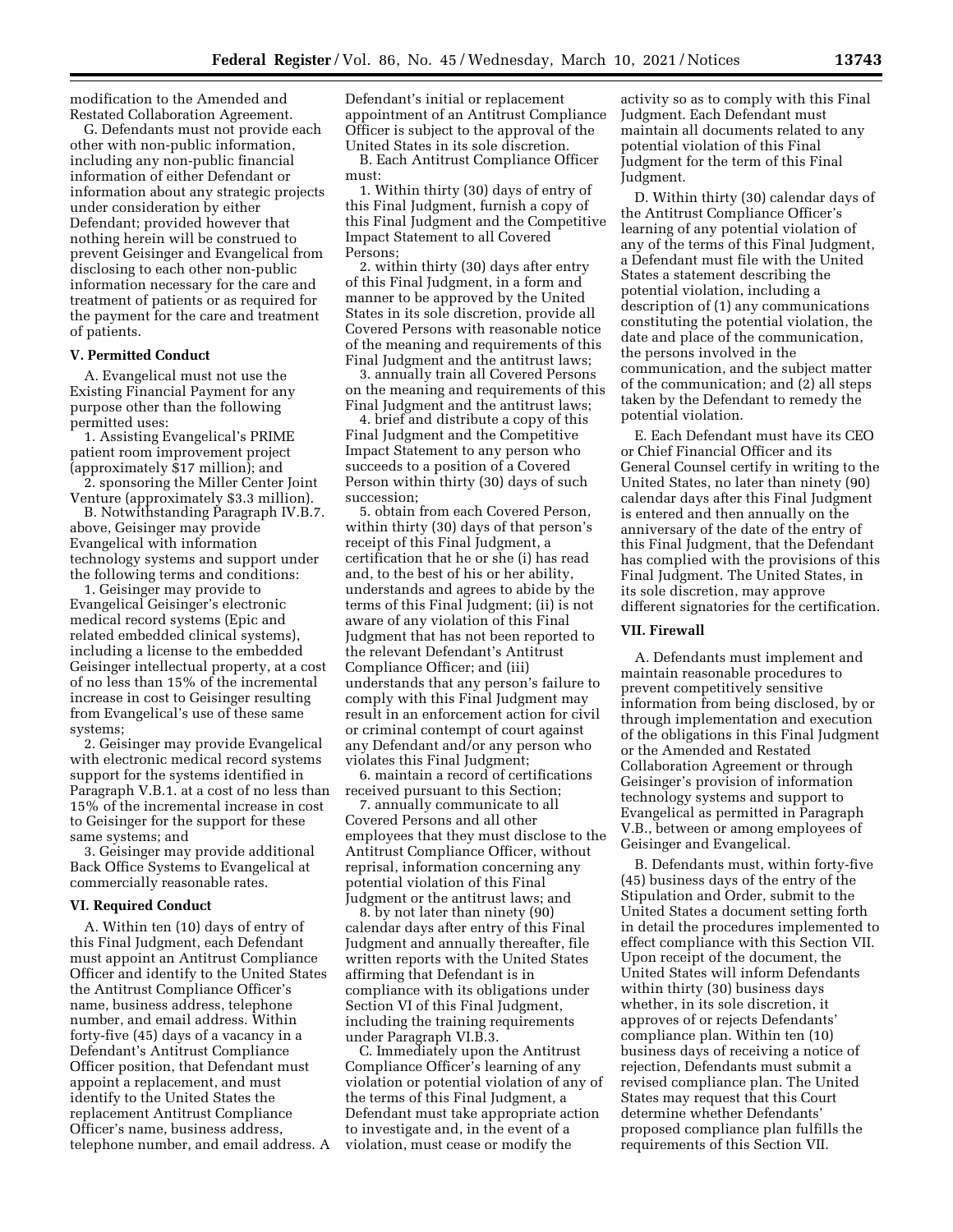modification to the Amended and Restated Collaboration Agreement.

G. Defendants must not provide each other with non-public information, including any non-public financial information of either Defendant or information about any strategic projects under consideration by either Defendant; provided however that nothing herein will be construed to prevent Geisinger and Evangelical from disclosing to each other non-public information necessary for the care and treatment of patients or as required for the payment for the care and treatment of patients.

### V. Permitted Conduct

A. Evangelical must not use the Existing Financial Payment for any purpose other than the following permitted uses:

1. Assisting Evangelical's PRIME patient room improvement project (approximately $17 million); and
2. sponsoring the Miller Center Joint Venture (approximately $3.3 million).

B. Notwithstanding Paragraph IV.B.7. above, Geisinger may provide Evangelical with information technology systems and support under the following terms and conditions:

1. Geisinger may provide to Evangelical Geisinger's electronic medical record systems (Epic and related embedded clinical systems), including a license to the embedded Geisinger intellectual property, at a cost of no less than 15% of the incremental increase in cost to Geisinger resulting from Evangelical's use of these same systems;
2. Geisinger may provide Evangelical with electronic medical record systems support for the systems identified in Paragraph V.B.1. at a cost of no less than 15% of the incremental increase in cost to Geisinger for the support for these same systems; and
3. Geisinger may provide additional Back Office Systems to Evangelical at commercially reasonable rates.

### VI. Required Conduct

A. Within ten (10) days of entry of this Final Judgment, each Defendant must appoint an Antitrust Compliance Officer and identify to the United States the Antitrust Compliance Officer's name, business address, telephone number, and email address. Within forty-five (45) days of a vacancy in a Defendant's Antitrust Compliance Officer position, that Defendant must appoint a replacement, and must identify to the United States the replacement Antitrust Compliance Officer's name, business address, telephone number, and email address. A Defendant's initial or replacement appointment of an Antitrust Compliance Officer is subject to the approval of the United States in its sole discretion.

B. Each Antitrust Compliance Officer must:

1. Within thirty (30) days of entry of this Final Judgment, furnish a copy of this Final Judgment and the Competitive Impact Statement to all Covered Persons;
2. within thirty (30) days after entry of this Final Judgment, in a form and manner to be approved by the United States in its sole discretion, provide all Covered Persons with reasonable notice of the meaning and requirements of this Final Judgment and the antitrust laws;
3. annually train all Covered Persons on the meaning and requirements of this Final Judgment and the antitrust laws;
4. brief and distribute a copy of this Final Judgment and the Competitive Impact Statement to any person who succeeds to a position of a Covered Person within thirty (30) days of such succession;
5. obtain from each Covered Person, within thirty (30) days of that person's receipt of this Final Judgment, a certification that he or she (i) has read and, to the best of his or her ability, understands and agrees to abide by the terms of this Final Judgment; (ii) is not aware of any violation of this Final Judgment that has not been reported to the relevant Defendant's Antitrust Compliance Officer; and (iii) understands that any person's failure to comply with this Final Judgment may result in an enforcement action for civil or criminal contempt of court against any Defendant and/or any person who violates this Final Judgment;
6. maintain a record of certifications received pursuant to this Section;
7. annually communicate to all Covered Persons and all other employees that they must disclose to the Antitrust Compliance Officer, without reprisal, information concerning any potential violation of this Final Judgment or the antitrust laws; and
8. by not later than ninety (90) calendar days after entry of this Final Judgment and annually thereafter, file written reports with the United States affirming that Defendant is in compliance with its obligations under Section VI of this Final Judgment, including the training requirements under Paragraph VI.B.3.

C. Immediately upon the Antitrust Compliance Officer's learning of any violation or potential violation of any of the terms of this Final Judgment, a Defendant must take appropriate action to investigate and, in the event of a violation, must cease or modify the activity so as to comply with this Final Judgment. Each Defendant must maintain all documents related to any potential violation of this Final Judgment for the term of this Final Judgment.

D. Within thirty (30) calendar days of the Antitrust Compliance Officer's learning of any potential violation of any of the terms of this Final Judgment, a Defendant must file with the United States a statement describing the potential violation, including a description of (1) any communications constituting the potential violation, the date and place of the communication, the persons involved in the communication, and the subject matter of the communication; and (2) all steps taken by the Defendant to remedy the potential violation.

E. Each Defendant must have its CEO or Chief Financial Officer and its General Counsel certify in writing to the United States, no later than ninety (90) calendar days after this Final Judgment is entered and then annually on the anniversary of the date of the entry of this Final Judgment, that the Defendant has complied with the provisions of this Final Judgment. The United States, in its sole discretion, may approve different signatories for the certification.

### VII. Firewall

A. Defendants must implement and maintain reasonable procedures to prevent competitively sensitive information from being disclosed, by or through implementation and execution of the obligations in this Final Judgment or the Amended and Restated Collaboration Agreement or through Geisinger's provision of information technology systems and support to Evangelical as permitted in Paragraph V.B., between or among employees of Geisinger and Evangelical.

B. Defendants must, within forty-five (45) business days of the entry of the Stipulation and Order, submit to the United States a document setting forth in detail the procedures implemented to effect compliance with this Section VII. Upon receipt of the document, the United States will inform Defendants within thirty (30) business days whether, in its sole discretion, it approves of or rejects Defendants' compliance plan. Within ten (10) business days of receiving a notice of rejection, Defendants must submit a revised compliance plan. The United States may request that this Court determine whether Defendants' proposed compliance plan fulfills the requirements of this Section VII.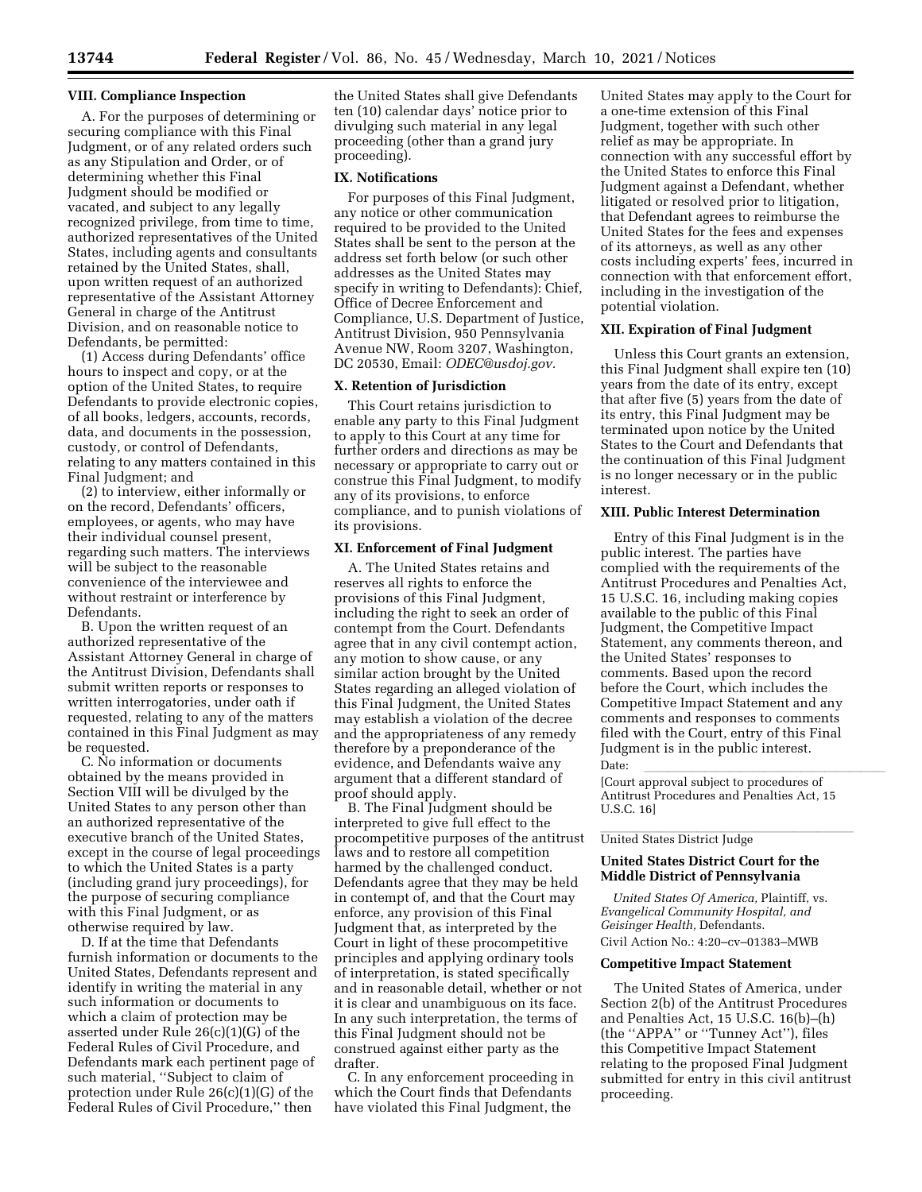## VIII. Compliance Inspection

A. For the purposes of determining or securing compliance with this Final Judgment, or of any related orders such as any Stipulation and Order, or of determining whether this Final Judgment should be modified or vacated, and subject to any legally recognized privilege, from time to time, authorized representatives of the United States, including agents and consultants retained by the United States, shall, upon written request of an authorized representative of the Assistant Attorney General in charge of the Antitrust Division, and on reasonable notice to Defendants, be permitted:

(1) Access during Defendants' office hours to inspect and copy, or at the option of the United States, to require Defendants to provide electronic copies, of all books, ledgers, accounts, records, data, and documents in the possession, custody, or control of Defendants, relating to any matters contained in this Final Judgment; and

(2) to interview, either informally or on the record, Defendants' officers, employees, or agents, who may have their individual counsel present, regarding such matters. The interviews will be subject to the reasonable convenience of the interviewee and without restraint or interference by Defendants.

B. Upon the written request of an authorized representative of the Assistant Attorney General in charge of the Antitrust Division, Defendants shall submit written reports or responses to written interrogatories, under oath if requested, relating to any of the matters contained in this Final Judgment as may be requested.

C. No information or documents obtained by the means provided in Section VIII will be divulged by the United States to any person other than an authorized representative of the executive branch of the United States, except in the course of legal proceedings to which the United States is a party (including grand jury proceedings), for the purpose of securing compliance with this Final Judgment, or as otherwise required by law.

D. If at the time that Defendants furnish information or documents to the United States, Defendants represent and identify in writing the material in any such information or documents to which a claim of protection may be asserted under Rule 26(c)(1)(G) of the Federal Rules of Civil Procedure, and Defendants mark each pertinent page of such material, ''Subject to claim of protection under Rule 26(c)(1)(G) of the Federal Rules of Civil Procedure,'' then the United States shall give Defendants ten (10) calendar days' notice prior to divulging such material in any legal proceeding (other than a grand jury proceeding).

## IX. Notifications

For purposes of this Final Judgment, any notice or other communication required to be provided to the United States shall be sent to the person at the address set forth below (or such other addresses as the United States may specify in writing to Defendants): Chief, Office of Decree Enforcement and Compliance, U.S. Department of Justice, Antitrust Division, 950 Pennsylvania Avenue NW, Room 3207, Washington, DC 20530, Email: *ODEC@usdoj.gov.*

## X. Retention of Jurisdiction

This Court retains jurisdiction to enable any party to this Final Judgment to apply to this Court at any time for further orders and directions as may be necessary or appropriate to carry out or construe this Final Judgment, to modify any of its provisions, to enforce compliance, and to punish violations of its provisions.

## XI. Enforcement of Final Judgment

A. The United States retains and reserves all rights to enforce the provisions of this Final Judgment, including the right to seek an order of contempt from the Court. Defendants agree that in any civil contempt action, any motion to show cause, or any similar action brought by the United States regarding an alleged violation of this Final Judgment, the United States may establish a violation of the decree and the appropriateness of any remedy therefore by a preponderance of the evidence, and Defendants waive any argument that a different standard of proof should apply.

B. The Final Judgment should be interpreted to give full effect to the procompetitive purposes of the antitrust laws and to restore all competition harmed by the challenged conduct. Defendants agree that they may be held in contempt of, and that the Court may enforce, any provision of this Final Judgment that, as interpreted by the Court in light of these procompetitive principles and applying ordinary tools of interpretation, is stated specifically and in reasonable detail, whether or not it is clear and unambiguous on its face. In any such interpretation, the terms of this Final Judgment should not be construed against either party as the drafter.

C. In any enforcement proceeding in which the Court finds that Defendants have violated this Final Judgment, the United States may apply to the Court for a one-time extension of this Final Judgment, together with such other relief as may be appropriate. In connection with any successful effort by the United States to enforce this Final Judgment against a Defendant, whether litigated or resolved prior to litigation, that Defendant agrees to reimburse the United States for the fees and expenses of its attorneys, as well as any other costs including experts' fees, incurred in connection with that enforcement effort, including in the investigation of the potential violation.

## XII. Expiration of Final Judgment

Unless this Court grants an extension, this Final Judgment shall expire ten (10) years from the date of its entry, except that after five (5) years from the date of its entry, this Final Judgment may be terminated upon notice by the United States to the Court and Defendants that the continuation of this Final Judgment is no longer necessary or in the public interest.

## XIII. Public Interest Determination

Entry of this Final Judgment is in the public interest. The parties have complied with the requirements of the Antitrust Procedures and Penalties Act, 15 U.S.C. 16, including making copies available to the public of this Final Judgment, the Competitive Impact Statement, any comments thereon, and the United States' responses to comments. Based upon the record before the Court, which includes the Competitive Impact Statement and any comments and responses to comments filed with the Court, entry of this Final Judgment is in the public interest.

Date: \_\_\_\_\_\_\_\_\_\_\_\_\_\_\_\_

[Court approval subject to procedures of Antitrust Procedures and Penalties Act, 15 U.S.C. 16]

\_\_\_\_\_\_\_\_\_\_\_\_\_\_\_\_\_\_\_\_\_\_\_\_

United States District Judge

## United States District Court for the Middle District of Pennsylvania

*United States Of America,* Plaintiff, vs. *Evangelical Community Hospital, and Geisinger Health,* Defendants.

Civil Action No.: 4:20–cv–01383–MWB

## Competitive Impact Statement

The United States of America, under Section 2(b) of the Antitrust Procedures and Penalties Act, 15 U.S.C. 16(b)–(h) (the ''APPA'' or ''Tunney Act''), files this Competitive Impact Statement relating to the proposed Final Judgment submitted for entry in this civil antitrust proceeding.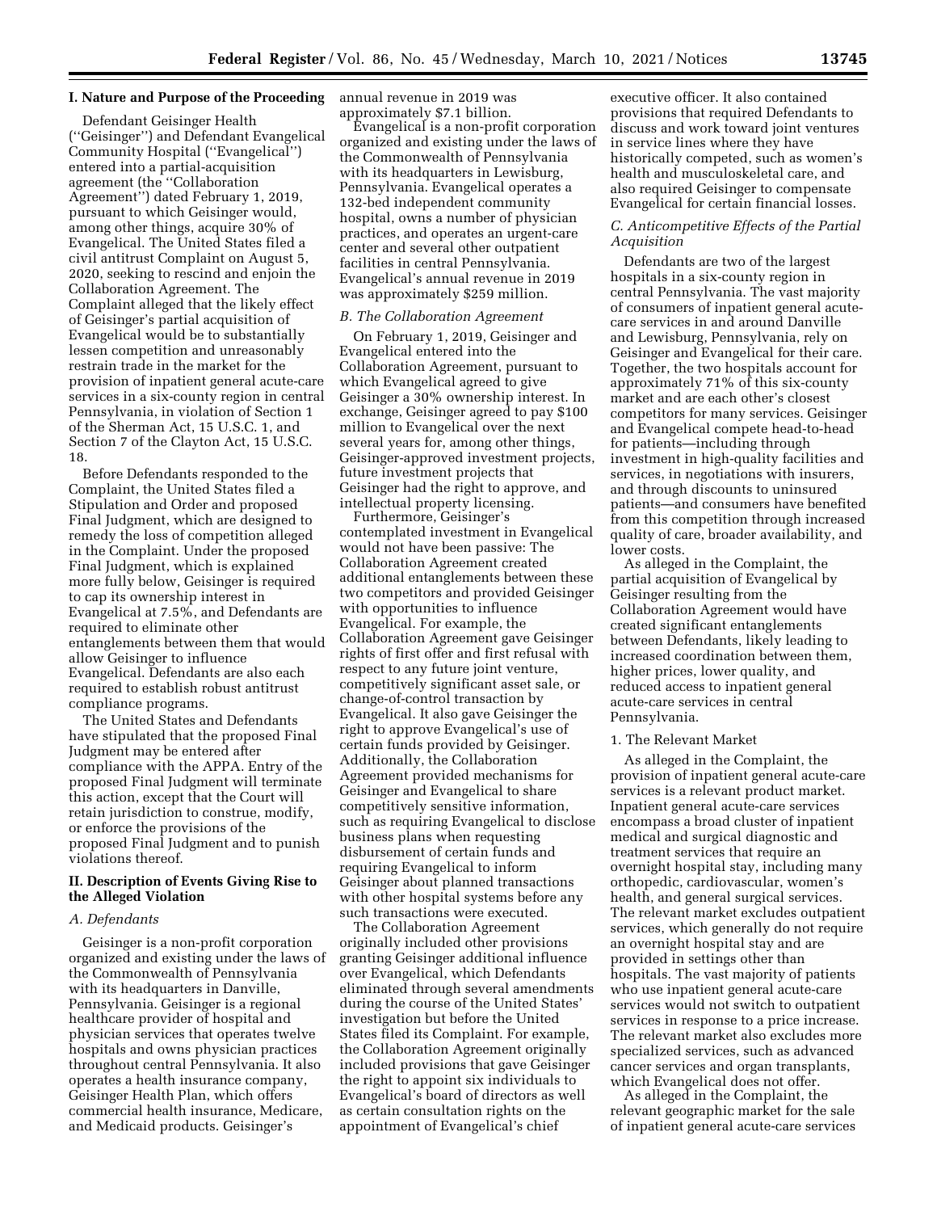## I. Nature and Purpose of the Proceeding

Defendant Geisinger Health (''Geisinger'') and Defendant Evangelical Community Hospital (''Evangelical'') entered into a partial-acquisition agreement (the ''Collaboration Agreement'') dated February 1, 2019, pursuant to which Geisinger would, among other things, acquire 30% of Evangelical. The United States filed a civil antitrust Complaint on August 5, 2020, seeking to rescind and enjoin the Collaboration Agreement. The Complaint alleged that the likely effect of Geisinger's partial acquisition of Evangelical would be to substantially lessen competition and unreasonably restrain trade in the market for the provision of inpatient general acute-care services in a six-county region in central Pennsylvania, in violation of Section 1 of the Sherman Act, 15 U.S.C. 1, and Section 7 of the Clayton Act, 15 U.S.C. 18.

Before Defendants responded to the Complaint, the United States filed a Stipulation and Order and proposed Final Judgment, which are designed to remedy the loss of competition alleged in the Complaint. Under the proposed Final Judgment, which is explained more fully below, Geisinger is required to cap its ownership interest in Evangelical at 7.5%, and Defendants are required to eliminate other entanglements between them that would allow Geisinger to influence Evangelical. Defendants are also each required to establish robust antitrust compliance programs.

The United States and Defendants have stipulated that the proposed Final Judgment may be entered after compliance with the APPA. Entry of the proposed Final Judgment will terminate this action, except that the Court will retain jurisdiction to construe, modify, or enforce the provisions of the proposed Final Judgment and to punish violations thereof.

## II. Description of Events Giving Rise to the Alleged Violation

### *A. Defendants*

Geisinger is a non-profit corporation organized and existing under the laws of the Commonwealth of Pennsylvania with its headquarters in Danville, Pennsylvania. Geisinger is a regional healthcare provider of hospital and physician services that operates twelve hospitals and owns physician practices throughout central Pennsylvania. It also operates a health insurance company, Geisinger Health Plan, which offers commercial health insurance, Medicare, and Medicaid products. Geisinger's annual revenue in 2019 was approximately $7.1 billion.

Evangelical is a non-profit corporation organized and existing under the laws of the Commonwealth of Pennsylvania with its headquarters in Lewisburg, Pennsylvania. Evangelical operates a 132-bed independent community hospital, owns a number of physician practices, and operates an urgent-care center and several other outpatient facilities in central Pennsylvania. Evangelical's annual revenue in 2019 was approximately $259 million.

### *B. The Collaboration Agreement*

On February 1, 2019, Geisinger and Evangelical entered into the Collaboration Agreement, pursuant to which Evangelical agreed to give Geisinger a 30% ownership interest. In exchange, Geisinger agreed to pay $100 million to Evangelical over the next several years for, among other things, Geisinger-approved investment projects, future investment projects that Geisinger had the right to approve, and intellectual property licensing.

Furthermore, Geisinger's contemplated investment in Evangelical would not have been passive: The Collaboration Agreement created additional entanglements between these two competitors and provided Geisinger with opportunities to influence Evangelical. For example, the Collaboration Agreement gave Geisinger rights of first offer and first refusal with respect to any future joint venture, competitively significant asset sale, or change-of-control transaction by Evangelical. It also gave Geisinger the right to approve Evangelical's use of certain funds provided by Geisinger. Additionally, the Collaboration Agreement provided mechanisms for Geisinger and Evangelical to share competitively sensitive information, such as requiring Evangelical to disclose business plans when requesting disbursement of certain funds and requiring Evangelical to inform Geisinger about planned transactions with other hospital systems before any such transactions were executed.

The Collaboration Agreement originally included other provisions granting Geisinger additional influence over Evangelical, which Defendants eliminated through several amendments during the course of the United States' investigation but before the United States filed its Complaint. For example, the Collaboration Agreement originally included provisions that gave Geisinger the right to appoint six individuals to Evangelical's board of directors as well as certain consultation rights on the appointment of Evangelical's chief executive officer. It also contained provisions that required Defendants to discuss and work toward joint ventures in service lines where they have historically competed, such as women's health and musculoskeletal care, and also required Geisinger to compensate Evangelical for certain financial losses.

### *C. Anticompetitive Effects of the Partial Acquisition*

Defendants are two of the largest hospitals in a six-county region in central Pennsylvania. The vast majority of consumers of inpatient general acute-care services in and around Danville and Lewisburg, Pennsylvania, rely on Geisinger and Evangelical for their care. Together, the two hospitals account for approximately 71% of this six-county market and are each other's closest competitors for many services. Geisinger and Evangelical compete head-to-head for patients—including through investment in high-quality facilities and services, in negotiations with insurers, and through discounts to uninsured patients—and consumers have benefited from this competition through increased quality of care, broader availability, and lower costs.

As alleged in the Complaint, the partial acquisition of Evangelical by Geisinger resulting from the Collaboration Agreement would have created significant entanglements between Defendants, likely leading to increased coordination between them, higher prices, lower quality, and reduced access to inpatient general acute-care services in central Pennsylvania.

#### 1. The Relevant Market

As alleged in the Complaint, the provision of inpatient general acute-care services is a relevant product market. Inpatient general acute-care services encompass a broad cluster of inpatient medical and surgical diagnostic and treatment services that require an overnight hospital stay, including many orthopedic, cardiovascular, women's health, and general surgical services. The relevant market excludes outpatient services, which generally do not require an overnight hospital stay and are provided in settings other than hospitals. The vast majority of patients who use inpatient general acute-care services would not switch to outpatient services in response to a price increase. The relevant market also excludes more specialized services, such as advanced cancer services and organ transplants, which Evangelical does not offer.

As alleged in the Complaint, the relevant geographic market for the sale of inpatient general acute-care services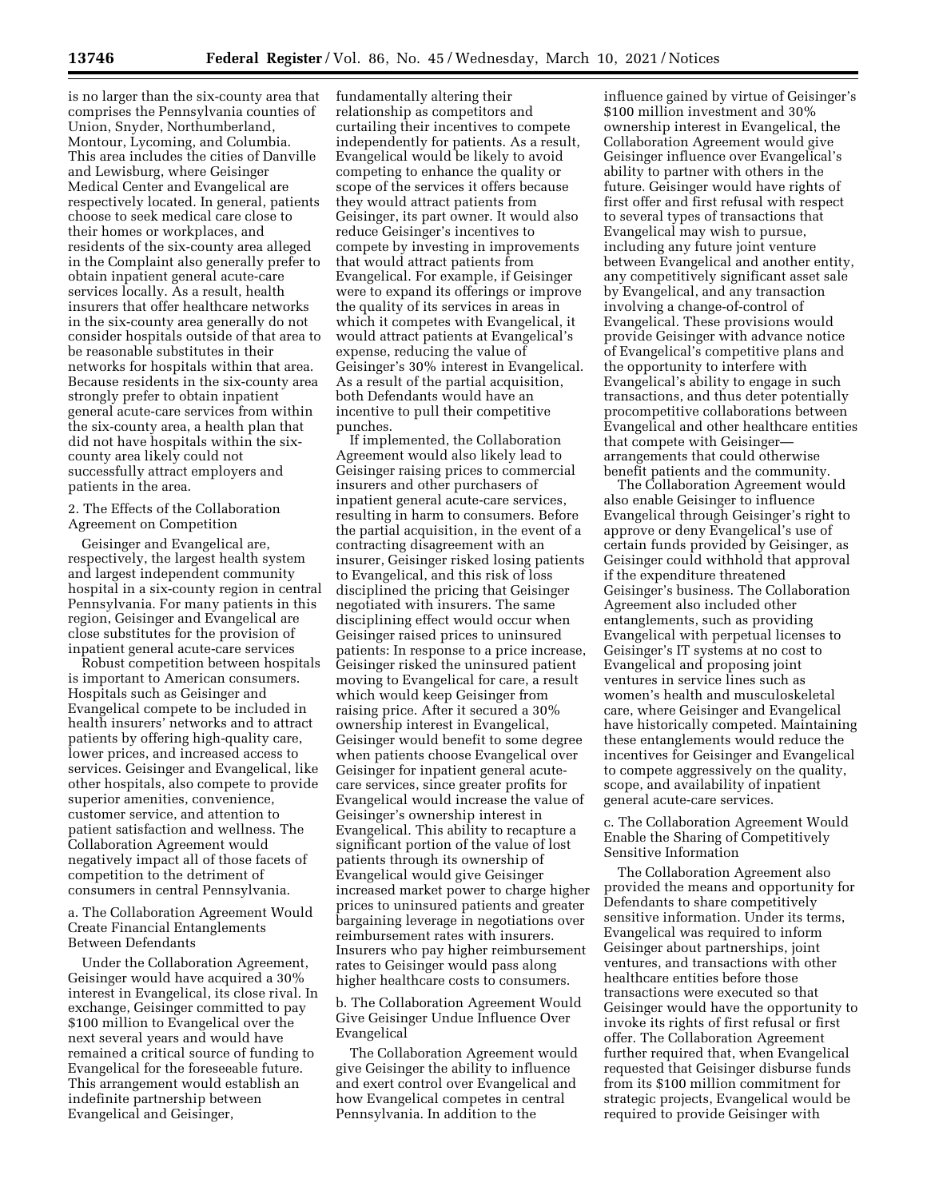is no larger than the six-county area that comprises the Pennsylvania counties of Union, Snyder, Northumberland, Montour, Lycoming, and Columbia. This area includes the cities of Danville and Lewisburg, where Geisinger Medical Center and Evangelical are respectively located. In general, patients choose to seek medical care close to their homes or workplaces, and residents of the six-county area alleged in the Complaint also generally prefer to obtain inpatient general acute-care services locally. As a result, health insurers that offer healthcare networks in the six-county area generally do not consider hospitals outside of that area to be reasonable substitutes in their networks for hospitals within that area. Because residents in the six-county area strongly prefer to obtain inpatient general acute-care services from within the six-county area, a health plan that did not have hospitals within the six-county area likely could not successfully attract employers and patients in the area.

2. The Effects of the Collaboration Agreement on Competition

Geisinger and Evangelical are, respectively, the largest health system and largest independent community hospital in a six-county region in central Pennsylvania. For many patients in this region, Geisinger and Evangelical are close substitutes for the provision of inpatient general acute-care services

Robust competition between hospitals is important to American consumers. Hospitals such as Geisinger and Evangelical compete to be included in health insurers' networks and to attract patients by offering high-quality care, lower prices, and increased access to services. Geisinger and Evangelical, like other hospitals, also compete to provide superior amenities, convenience, customer service, and attention to patient satisfaction and wellness. The Collaboration Agreement would negatively impact all of those facets of competition to the detriment of consumers in central Pennsylvania.

a. The Collaboration Agreement Would Create Financial Entanglements Between Defendants

Under the Collaboration Agreement, Geisinger would have acquired a 30% interest in Evangelical, its close rival. In exchange, Geisinger committed to pay $100 million to Evangelical over the next several years and would have remained a critical source of funding to Evangelical for the foreseeable future. This arrangement would establish an indefinite partnership between Evangelical and Geisinger, fundamentally altering their relationship as competitors and curtailing their incentives to compete independently for patients. As a result, Evangelical would be likely to avoid competing to enhance the quality or scope of the services it offers because they would attract patients from Geisinger, its part owner. It would also reduce Geisinger's incentives to compete by investing in improvements that would attract patients from Evangelical. For example, if Geisinger were to expand its offerings or improve the quality of its services in areas in which it competes with Evangelical, it would attract patients at Evangelical's expense, reducing the value of Geisinger's 30% interest in Evangelical. As a result of the partial acquisition, both Defendants would have an incentive to pull their competitive punches.

If implemented, the Collaboration Agreement would also likely lead to Geisinger raising prices to commercial insurers and other purchasers of inpatient general acute-care services, resulting in harm to consumers. Before the partial acquisition, in the event of a contracting disagreement with an insurer, Geisinger risked losing patients to Evangelical, and this risk of loss disciplined the pricing that Geisinger negotiated with insurers. The same disciplining effect would occur when Geisinger raised prices to uninsured patients: In response to a price increase, Geisinger risked the uninsured patient moving to Evangelical for care, a result which would keep Geisinger from raising price. After it secured a 30% ownership interest in Evangelical, Geisinger would benefit to some degree when patients choose Evangelical over Geisinger for inpatient general acute-care services, since greater profits for Evangelical would increase the value of Geisinger's ownership interest in Evangelical. This ability to recapture a significant portion of the value of lost patients through its ownership of Evangelical would give Geisinger increased market power to charge higher prices to uninsured patients and greater bargaining leverage in negotiations over reimbursement rates with insurers. Insurers who pay higher reimbursement rates to Geisinger would pass along higher healthcare costs to consumers.

b. The Collaboration Agreement Would Give Geisinger Undue Influence Over Evangelical

The Collaboration Agreement would give Geisinger the ability to influence and exert control over Evangelical and how Evangelical competes in central Pennsylvania. In addition to the influence gained by virtue of Geisinger's $100 million investment and 30% ownership interest in Evangelical, the Collaboration Agreement would give Geisinger influence over Evangelical's ability to partner with others in the future. Geisinger would have rights of first offer and first refusal with respect to several types of transactions that Evangelical may wish to pursue, including any future joint venture between Evangelical and another entity, any competitively significant asset sale by Evangelical, and any transaction involving a change-of-control of Evangelical. These provisions would provide Geisinger with advance notice of Evangelical's competitive plans and the opportunity to interfere with Evangelical's ability to engage in such transactions, and thus deter potentially procompetitive collaborations between Evangelical and other healthcare entities that compete with Geisinger—arrangements that could otherwise benefit patients and the community.

The Collaboration Agreement would also enable Geisinger to influence Evangelical through Geisinger's right to approve or deny Evangelical's use of certain funds provided by Geisinger, as Geisinger could withhold that approval if the expenditure threatened Geisinger's business. The Collaboration Agreement also included other entanglements, such as providing Evangelical with perpetual licenses to Geisinger's IT systems at no cost to Evangelical and proposing joint ventures in service lines such as women's health and musculoskeletal care, where Geisinger and Evangelical have historically competed. Maintaining these entanglements would reduce the incentives for Geisinger and Evangelical to compete aggressively on the quality, scope, and availability of inpatient general acute-care services.

c. The Collaboration Agreement Would Enable the Sharing of Competitively Sensitive Information

The Collaboration Agreement also provided the means and opportunity for Defendants to share competitively sensitive information. Under its terms, Evangelical was required to inform Geisinger about partnerships, joint ventures, and transactions with other healthcare entities before those transactions were executed so that Geisinger would have the opportunity to invoke its rights of first refusal or first offer. The Collaboration Agreement further required that, when Evangelical requested that Geisinger disburse funds from its $100 million commitment for strategic projects, Evangelical would be required to provide Geisinger with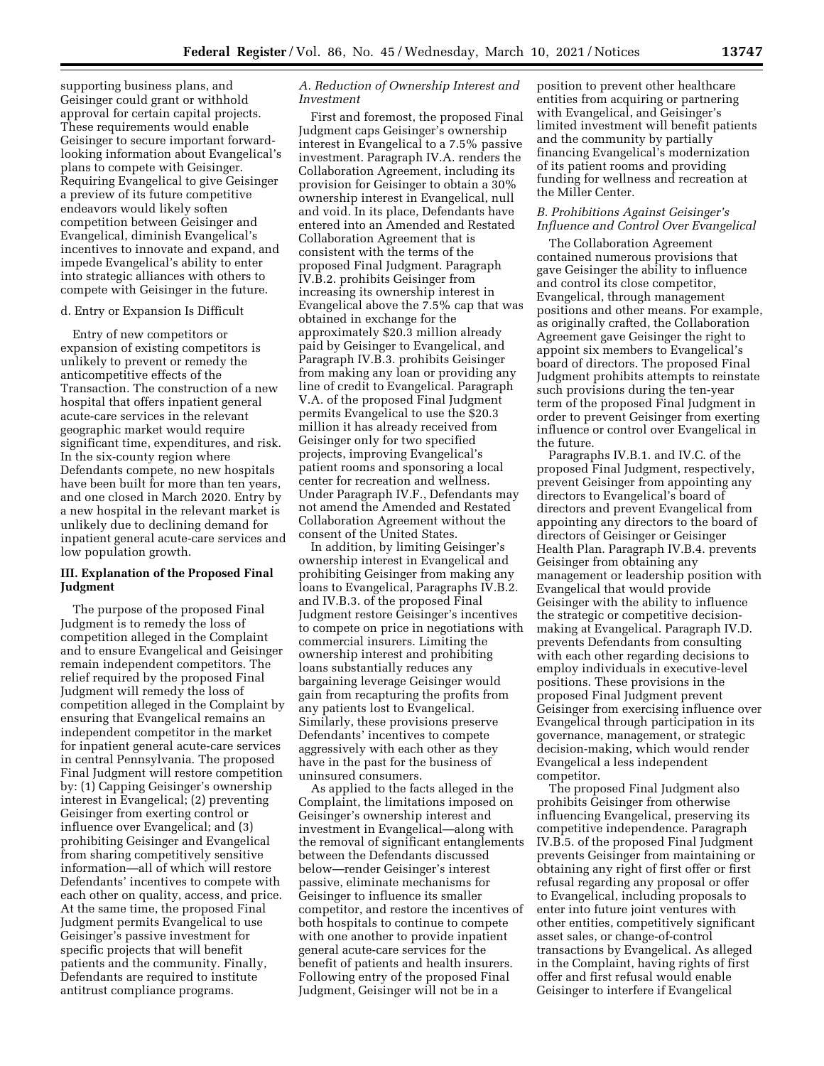supporting business plans, and Geisinger could grant or withhold approval for certain capital projects. These requirements would enable Geisinger to secure important forward-looking information about Evangelical's plans to compete with Geisinger. Requiring Evangelical to give Geisinger a preview of its future competitive endeavors would likely soften competition between Geisinger and Evangelical, diminish Evangelical's incentives to innovate and expand, and impede Evangelical's ability to enter into strategic alliances with others to compete with Geisinger in the future.

d. Entry or Expansion Is Difficult

Entry of new competitors or expansion of existing competitors is unlikely to prevent or remedy the anticompetitive effects of the Transaction. The construction of a new hospital that offers inpatient general acute-care services in the relevant geographic market would require significant time, expenditures, and risk. In the six-county region where Defendants compete, no new hospitals have been built for more than ten years, and one closed in March 2020. Entry by a new hospital in the relevant market is unlikely due to declining demand for inpatient general acute-care services and low population growth.

## III. Explanation of the Proposed Final Judgment

The purpose of the proposed Final Judgment is to remedy the loss of competition alleged in the Complaint and to ensure Evangelical and Geisinger remain independent competitors. The relief required by the proposed Final Judgment will remedy the loss of competition alleged in the Complaint by ensuring that Evangelical remains an independent competitor in the market for inpatient general acute-care services in central Pennsylvania. The proposed Final Judgment will restore competition by: (1) Capping Geisinger's ownership interest in Evangelical; (2) preventing Geisinger from exerting control or influence over Evangelical; and (3) prohibiting Geisinger and Evangelical from sharing competitively sensitive information—all of which will restore Defendants' incentives to compete with each other on quality, access, and price. At the same time, the proposed Final Judgment permits Evangelical to use Geisinger's passive investment for specific projects that will benefit patients and the community. Finally, Defendants are required to institute antitrust compliance programs.

### *A. Reduction of Ownership Interest and Investment*

First and foremost, the proposed Final Judgment caps Geisinger's ownership interest in Evangelical to a 7.5% passive investment. Paragraph IV.A. renders the Collaboration Agreement, including its provision for Geisinger to obtain a 30% ownership interest in Evangelical, null and void. In its place, Defendants have entered into an Amended and Restated Collaboration Agreement that is consistent with the terms of the proposed Final Judgment. Paragraph IV.B.2. prohibits Geisinger from increasing its ownership interest in Evangelical above the 7.5% cap that was obtained in exchange for the approximately $20.3 million already paid by Geisinger to Evangelical, and Paragraph IV.B.3. prohibits Geisinger from making any loan or providing any line of credit to Evangelical. Paragraph V.A. of the proposed Final Judgment permits Evangelical to use the $20.3 million it has already received from Geisinger only for two specified projects, improving Evangelical's patient rooms and sponsoring a local center for recreation and wellness. Under Paragraph IV.F., Defendants may not amend the Amended and Restated Collaboration Agreement without the consent of the United States.

In addition, by limiting Geisinger's ownership interest in Evangelical and prohibiting Geisinger from making any loans to Evangelical, Paragraphs IV.B.2. and IV.B.3. of the proposed Final Judgment restore Geisinger's incentives to compete on price in negotiations with commercial insurers. Limiting the ownership interest and prohibiting loans substantially reduces any bargaining leverage Geisinger would gain from recapturing the profits from any patients lost to Evangelical. Similarly, these provisions preserve Defendants' incentives to compete aggressively with each other as they have in the past for the business of uninsured consumers.

As applied to the facts alleged in the Complaint, the limitations imposed on Geisinger's ownership interest and investment in Evangelical—along with the removal of significant entanglements between the Defendants discussed below—render Geisinger's interest passive, eliminate mechanisms for Geisinger to influence its smaller competitor, and restore the incentives of both hospitals to continue to compete with one another to provide inpatient general acute-care services for the benefit of patients and health insurers. Following entry of the proposed Final Judgment, Geisinger will not be in a position to prevent other healthcare entities from acquiring or partnering with Evangelical, and Geisinger's limited investment will benefit patients and the community by partially financing Evangelical's modernization of its patient rooms and providing funding for wellness and recreation at the Miller Center.

### *B. Prohibitions Against Geisinger's Influence and Control Over Evangelical*

The Collaboration Agreement contained numerous provisions that gave Geisinger the ability to influence and control its close competitor, Evangelical, through management positions and other means. For example, as originally crafted, the Collaboration Agreement gave Geisinger the right to appoint six members to Evangelical's board of directors. The proposed Final Judgment prohibits attempts to reinstate such provisions during the ten-year term of the proposed Final Judgment in order to prevent Geisinger from exerting influence or control over Evangelical in the future.

Paragraphs IV.B.1. and IV.C. of the proposed Final Judgment, respectively, prevent Geisinger from appointing any directors to Evangelical's board of directors and prevent Evangelical from appointing any directors to the board of directors of Geisinger or Geisinger Health Plan. Paragraph IV.B.4. prevents Geisinger from obtaining any management or leadership position with Evangelical that would provide Geisinger with the ability to influence the strategic or competitive decision-making at Evangelical. Paragraph IV.D. prevents Defendants from consulting with each other regarding decisions to employ individuals in executive-level positions. These provisions in the proposed Final Judgment prevent Geisinger from exercising influence over Evangelical through participation in its governance, management, or strategic decision-making, which would render Evangelical a less independent competitor.

The proposed Final Judgment also prohibits Geisinger from otherwise influencing Evangelical, preserving its competitive independence. Paragraph IV.B.5. of the proposed Final Judgment prevents Geisinger from maintaining or obtaining any right of first offer or first refusal regarding any proposal or offer to Evangelical, including proposals to enter into future joint ventures with other entities, competitively significant asset sales, or change-of-control transactions by Evangelical. As alleged in the Complaint, having rights of first offer and first refusal would enable Geisinger to interfere if Evangelical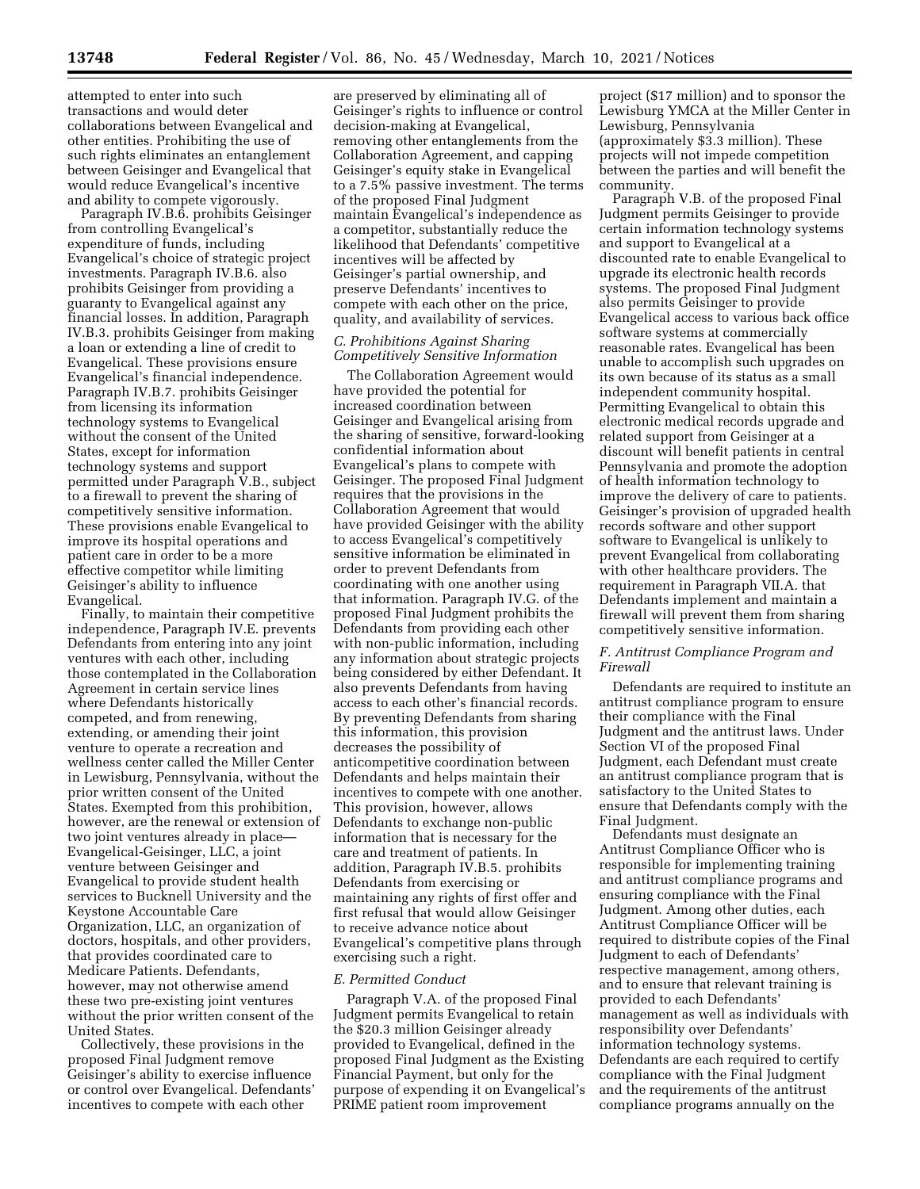attempted to enter into such transactions and would deter collaborations between Evangelical and other entities. Prohibiting the use of such rights eliminates an entanglement between Geisinger and Evangelical that would reduce Evangelical's incentive and ability to compete vigorously.

Paragraph IV.B.6. prohibits Geisinger from controlling Evangelical's expenditure of funds, including Evangelical's choice of strategic project investments. Paragraph IV.B.6. also prohibits Geisinger from providing a guaranty to Evangelical against any financial losses. In addition, Paragraph IV.B.3. prohibits Geisinger from making a loan or extending a line of credit to Evangelical. These provisions ensure Evangelical's financial independence. Paragraph IV.B.7. prohibits Geisinger from licensing its information technology systems to Evangelical without the consent of the United States, except for information technology systems and support permitted under Paragraph V.B., subject to a firewall to prevent the sharing of competitively sensitive information. These provisions enable Evangelical to improve its hospital operations and patient care in order to be a more effective competitor while limiting Geisinger's ability to influence Evangelical.

Finally, to maintain their competitive independence, Paragraph IV.E. prevents Defendants from entering into any joint ventures with each other, including those contemplated in the Collaboration Agreement in certain service lines where Defendants historically competed, and from renewing, extending, or amending their joint venture to operate a recreation and wellness center called the Miller Center in Lewisburg, Pennsylvania, without the prior written consent of the United States. Exempted from this prohibition, however, are the renewal or extension of two joint ventures already in place—Evangelical-Geisinger, LLC, a joint venture between Geisinger and Evangelical to provide student health services to Bucknell University and the Keystone Accountable Care Organization, LLC, an organization of doctors, hospitals, and other providers, that provides coordinated care to Medicare Patients. Defendants, however, may not otherwise amend these two pre-existing joint ventures without the prior written consent of the United States.

Collectively, these provisions in the proposed Final Judgment remove Geisinger's ability to exercise influence or control over Evangelical. Defendants' incentives to compete with each other are preserved by eliminating all of Geisinger's rights to influence or control decision-making at Evangelical, removing other entanglements from the Collaboration Agreement, and capping Geisinger's equity stake in Evangelical to a 7.5% passive investment. The terms of the proposed Final Judgment maintain Evangelical's independence as a competitor, substantially reduce the likelihood that Defendants' competitive incentives will be affected by Geisinger's partial ownership, and preserve Defendants' incentives to compete with each other on the price, quality, and availability of services.

### *C. Prohibitions Against Sharing Competitively Sensitive Information*

The Collaboration Agreement would have provided the potential for increased coordination between Geisinger and Evangelical arising from the sharing of sensitive, forward-looking confidential information about Evangelical's plans to compete with Geisinger. The proposed Final Judgment requires that the provisions in the Collaboration Agreement that would have provided Geisinger with the ability to access Evangelical's competitively sensitive information be eliminated in order to prevent Defendants from coordinating with one another using that information. Paragraph IV.G. of the proposed Final Judgment prohibits the Defendants from providing each other with non-public information, including any information about strategic projects being considered by either Defendant. It also prevents Defendants from having access to each other's financial records. By preventing Defendants from sharing this information, this provision decreases the possibility of anticompetitive coordination between Defendants and helps maintain their incentives to compete with one another. This provision, however, allows Defendants to exchange non-public information that is necessary for the care and treatment of patients. In addition, Paragraph IV.B.5. prohibits Defendants from exercising or maintaining any rights of first offer and first refusal that would allow Geisinger to receive advance notice about Evangelical's competitive plans through exercising such a right.

### *E. Permitted Conduct*

Paragraph V.A. of the proposed Final Judgment permits Evangelical to retain the $20.3 million Geisinger already provided to Evangelical, defined in the proposed Final Judgment as the Existing Financial Payment, but only for the purpose of expending it on Evangelical's PRIME patient room improvement project ($17 million) and to sponsor the Lewisburg YMCA at the Miller Center in Lewisburg, Pennsylvania (approximately $3.3 million). These projects will not impede competition between the parties and will benefit the community.

Paragraph V.B. of the proposed Final Judgment permits Geisinger to provide certain information technology systems and support to Evangelical at a discounted rate to enable Evangelical to upgrade its electronic health records systems. The proposed Final Judgment also permits Geisinger to provide Evangelical access to various back office software systems at commercially reasonable rates. Evangelical has been unable to accomplish such upgrades on its own because of its status as a small independent community hospital. Permitting Evangelical to obtain this electronic medical records upgrade and related support from Geisinger at a discount will benefit patients in central Pennsylvania and promote the adoption of health information technology to improve the delivery of care to patients. Geisinger's provision of upgraded health records software and other support software to Evangelical is unlikely to prevent Evangelical from collaborating with other healthcare providers. The requirement in Paragraph VII.A. that Defendants implement and maintain a firewall will prevent them from sharing competitively sensitive information.

### *F. Antitrust Compliance Program and Firewall*

Defendants are required to institute an antitrust compliance program to ensure their compliance with the Final Judgment and the antitrust laws. Under Section VI of the proposed Final Judgment, each Defendant must create an antitrust compliance program that is satisfactory to the United States to ensure that Defendants comply with the Final Judgment.

Defendants must designate an Antitrust Compliance Officer who is responsible for implementing training and antitrust compliance programs and ensuring compliance with the Final Judgment. Among other duties, each Antitrust Compliance Officer will be required to distribute copies of the Final Judgment to each of Defendants' respective management, among others, and to ensure that relevant training is provided to each Defendants' management as well as individuals with responsibility over Defendants' information technology systems. Defendants are each required to certify compliance with the Final Judgment and the requirements of the antitrust compliance programs annually on the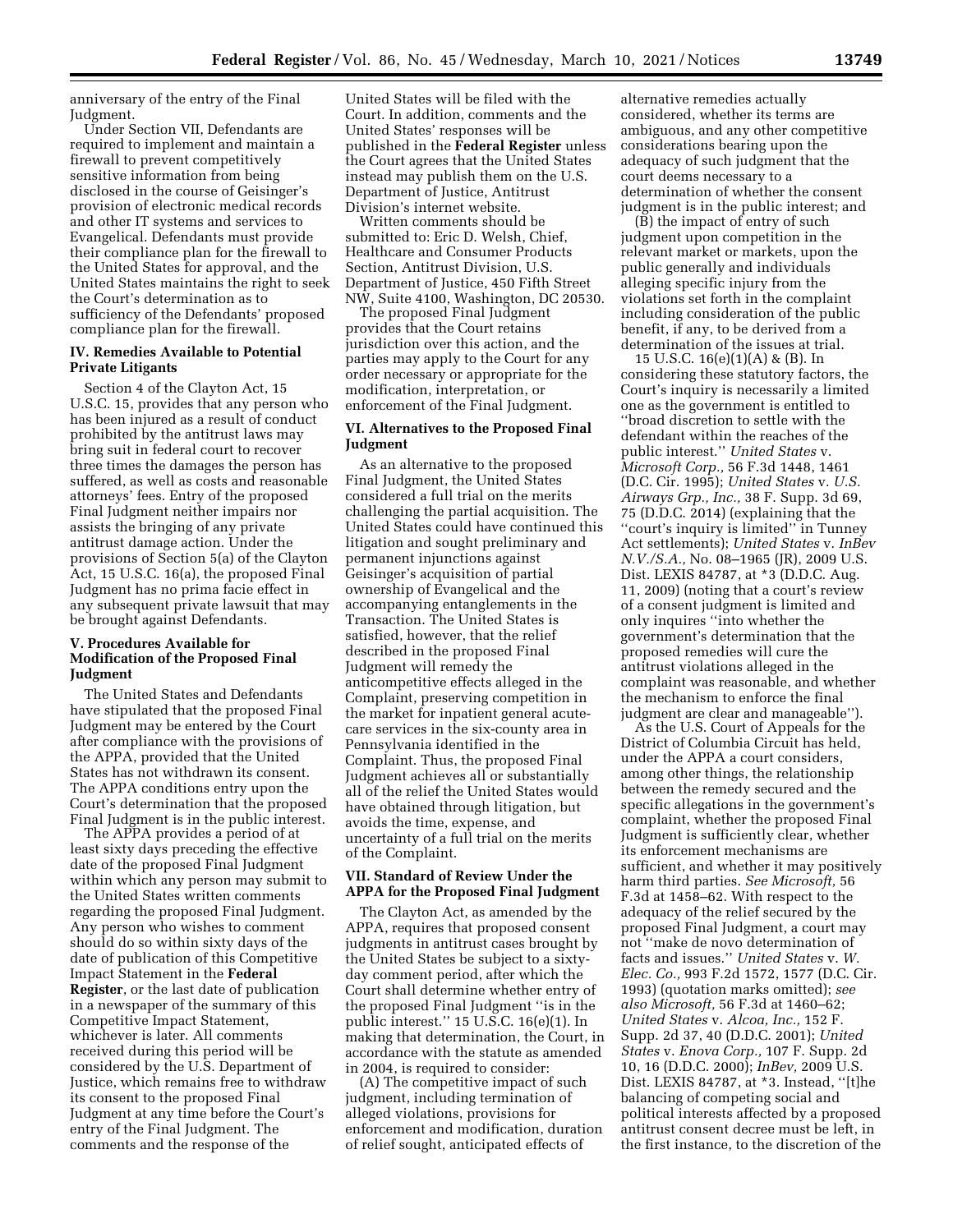anniversary of the entry of the Final Judgment.

Under Section VII, Defendants are required to implement and maintain a firewall to prevent competitively sensitive information from being disclosed in the course of Geisinger's provision of electronic medical records and other IT systems and services to Evangelical. Defendants must provide their compliance plan for the firewall to the United States for approval, and the United States maintains the right to seek the Court's determination as to sufficiency of the Defendants' proposed compliance plan for the firewall.

### IV. Remedies Available to Potential Private Litigants

Section 4 of the Clayton Act, 15 U.S.C. 15, provides that any person who has been injured as a result of conduct prohibited by the antitrust laws may bring suit in federal court to recover three times the damages the person has suffered, as well as costs and reasonable attorneys' fees. Entry of the proposed Final Judgment neither impairs nor assists the bringing of any private antitrust damage action. Under the provisions of Section 5(a) of the Clayton Act, 15 U.S.C. 16(a), the proposed Final Judgment has no prima facie effect in any subsequent private lawsuit that may be brought against Defendants.

### V. Procedures Available for Modification of the Proposed Final Judgment

The United States and Defendants have stipulated that the proposed Final Judgment may be entered by the Court after compliance with the provisions of the APPA, provided that the United States has not withdrawn its consent. The APPA conditions entry upon the Court's determination that the proposed Final Judgment is in the public interest.

The APPA provides a period of at least sixty days preceding the effective date of the proposed Final Judgment within which any person may submit to the United States written comments regarding the proposed Final Judgment. Any person who wishes to comment should do so within sixty days of the date of publication of this Competitive Impact Statement in the **Federal Register**, or the last date of publication in a newspaper of the summary of this Competitive Impact Statement, whichever is later. All comments received during this period will be considered by the U.S. Department of Justice, which remains free to withdraw its consent to the proposed Final Judgment at any time before the Court's entry of the Final Judgment. The comments and the response of the United States will be filed with the Court. In addition, comments and the United States' responses will be published in the **Federal Register** unless the Court agrees that the United States instead may publish them on the U.S. Department of Justice, Antitrust Division's internet website.

Written comments should be submitted to: Eric D. Welsh, Chief, Healthcare and Consumer Products Section, Antitrust Division, U.S. Department of Justice, 450 Fifth Street NW, Suite 4100, Washington, DC 20530.

The proposed Final Judgment provides that the Court retains jurisdiction over this action, and the parties may apply to the Court for any order necessary or appropriate for the modification, interpretation, or enforcement of the Final Judgment.

### VI. Alternatives to the Proposed Final Judgment

As an alternative to the proposed Final Judgment, the United States considered a full trial on the merits challenging the partial acquisition. The United States could have continued this litigation and sought preliminary and permanent injunctions against Geisinger's acquisition of partial ownership of Evangelical and the accompanying entanglements in the Transaction. The United States is satisfied, however, that the relief described in the proposed Final Judgment will remedy the anticompetitive effects alleged in the Complaint, preserving competition in the market for inpatient general acute-care services in the six-county area in Pennsylvania identified in the Complaint. Thus, the proposed Final Judgment achieves all or substantially all of the relief the United States would have obtained through litigation, but avoids the time, expense, and uncertainty of a full trial on the merits of the Complaint.

### VII. Standard of Review Under the APPA for the Proposed Final Judgment

The Clayton Act, as amended by the APPA, requires that proposed consent judgments in antitrust cases brought by the United States be subject to a sixty-day comment period, after which the Court shall determine whether entry of the proposed Final Judgment "is in the public interest." 15 U.S.C. 16(e)(1). In making that determination, the Court, in accordance with the statute as amended in 2004, is required to consider:

(A) The competitive impact of such judgment, including termination of alleged violations, provisions for enforcement and modification, duration of relief sought, anticipated effects of alternative remedies actually considered, whether its terms are ambiguous, and any other competitive considerations bearing upon the adequacy of such judgment that the court deems necessary to a determination of whether the consent judgment is in the public interest; and

(B) the impact of entry of such judgment upon competition in the relevant market or markets, upon the public generally and individuals alleging specific injury from the violations set forth in the complaint including consideration of the public benefit, if any, to be derived from a determination of the issues at trial.

15 U.S.C. 16(e)(1)(A) & (B). In considering these statutory factors, the Court's inquiry is necessarily a limited one as the government is entitled to "broad discretion to settle with the defendant within the reaches of the public interest." *United States* v. *Microsoft Corp.,* 56 F.3d 1448, 1461 (D.C. Cir. 1995); *United States* v. *U.S. Airways Grp., Inc.,* 38 F. Supp. 3d 69, 75 (D.D.C. 2014) (explaining that the "court's inquiry is limited" in Tunney Act settlements); *United States* v. *InBev N.V./S.A.,* No. 08–1965 (JR), 2009 U.S. Dist. LEXIS 84787, at *3 (D.D.C. Aug. 11, 2009) (noting that a court's review of a consent judgment is limited and only inquires "into whether the government's determination that the proposed remedies will cure the antitrust violations alleged in the complaint was reasonable, and whether the mechanism to enforce the final judgment are clear and manageable").

As the U.S. Court of Appeals for the District of Columbia Circuit has held, under the APPA a court considers, among other things, the relationship between the remedy secured and the specific allegations in the government's complaint, whether the proposed Final Judgment is sufficiently clear, whether its enforcement mechanisms are sufficient, and whether it may positively harm third parties. *See Microsoft,* 56 F.3d at 1458–62. With respect to the adequacy of the relief secured by the proposed Final Judgment, a court may not "make de novo determination of facts and issues." *United States* v. *W. Elec. Co.,* 993 F.2d 1572, 1577 (D.C. Cir. 1993) (quotation marks omitted); *see also Microsoft,* 56 F.3d at 1460–62; *United States* v. *Alcoa, Inc.,* 152 F. Supp. 2d 37, 40 (D.D.C. 2001); *United States* v. *Enova Corp.,* 107 F. Supp. 2d 10, 16 (D.D.C. 2000); *InBev,* 2009 U.S. Dist. LEXIS 84787, at *3. Instead, "[t]he balancing of competing social and political interests affected by a proposed antitrust consent decree must be left, in the first instance, to the discretion of the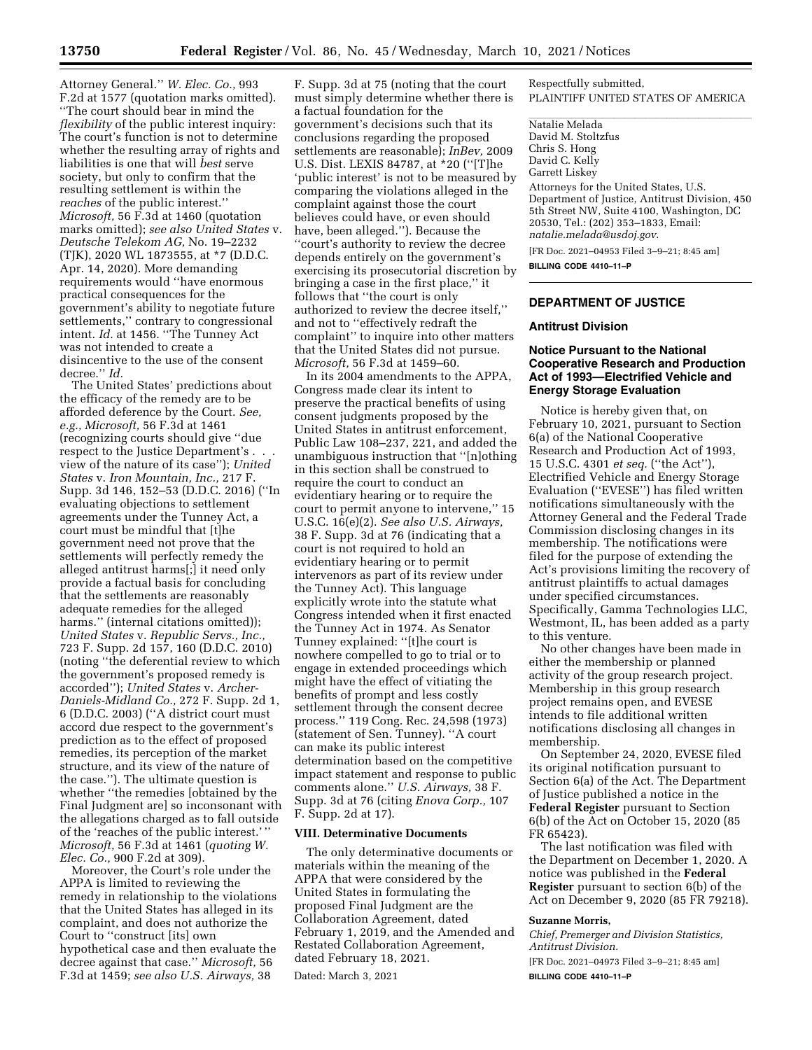Attorney General.'' *W. Elec. Co.,* 993 F.2d at 1577 (quotation marks omitted). ''The court should bear in mind the *flexibility* of the public interest inquiry: The court's function is not to determine whether the resulting array of rights and liabilities is one that will *best* serve society, but only to confirm that the resulting settlement is within the *reaches* of the public interest.'' *Microsoft,* 56 F.3d at 1460 (quotation marks omitted); *see also United States* v. *Deutsche Telekom AG,* No. 19–2232 (TJK), 2020 WL 1873555, at *7 (D.D.C. Apr. 14, 2020). More demanding requirements would ''have enormous practical consequences for the government's ability to negotiate future settlements,'' contrary to congressional intent. *Id.* at 1456. ''The Tunney Act was not intended to create a disincentive to the use of the consent decree.'' *Id.*

The United States' predictions about the efficacy of the remedy are to be afforded deference by the Court. *See, e.g., Microsoft,* 56 F.3d at 1461 (recognizing courts should give ''due respect to the Justice Department's . . . view of the nature of its case''); *United States* v. *Iron Mountain, Inc.,* 217 F. Supp. 3d 146, 152–53 (D.D.C. 2016) (''In evaluating objections to settlement agreements under the Tunney Act, a court must be mindful that [t]he government need not prove that the settlements will perfectly remedy the alleged antitrust harms[;] it need only provide a factual basis for concluding that the settlements are reasonably adequate remedies for the alleged harms.'' (internal citations omitted)); *United States* v. *Republic Servs., Inc.,* 723 F. Supp. 2d 157, 160 (D.D.C. 2010) (noting ''the deferential review to which the government's proposed remedy is accorded''); *United States* v. *Archer-Daniels-Midland Co.,* 272 F. Supp. 2d 1, 6 (D.D.C. 2003) (''A district court must accord due respect to the government's prediction as to the effect of proposed remedies, its perception of the market structure, and its view of the nature of the case.''). The ultimate question is whether ''the remedies [obtained by the Final Judgment are] so inconsonant with the allegations charged as to fall outside of the 'reaches of the public interest.' '' *Microsoft,* 56 F.3d at 1461 (*quoting W. Elec. Co.,* 900 F.2d at 309).

Moreover, the Court's role under the APPA is limited to reviewing the remedy in relationship to the violations that the United States has alleged in its complaint, and does not authorize the Court to ''construct [its] own hypothetical case and then evaluate the decree against that case.'' *Microsoft,* 56 F.3d at 1459; *see also U.S. Airways,* 38 F. Supp. 3d at 75 (noting that the court must simply determine whether there is a factual foundation for the government's decisions such that its conclusions regarding the proposed settlements are reasonable); *InBev,* 2009 U.S. Dist. LEXIS 84787, at *20 (''[T]he 'public interest' is not to be measured by comparing the violations alleged in the complaint against those the court believes could have, or even should have, been alleged.''). Because the ''court's authority to review the decree depends entirely on the government's exercising its prosecutorial discretion by bringing a case in the first place,'' it follows that ''the court is only authorized to review the decree itself,'' and not to ''effectively redraft the complaint'' to inquire into other matters that the United States did not pursue. *Microsoft,* 56 F.3d at 1459–60.

In its 2004 amendments to the APPA, Congress made clear its intent to preserve the practical benefits of using consent judgments proposed by the United States in antitrust enforcement, Public Law 108–237, 221, and added the unambiguous instruction that ''[n]othing in this section shall be construed to require the court to conduct an evidentiary hearing or to require the court to permit anyone to intervene,'' 15 U.S.C. 16(e)(2). *See also U.S. Airways,* 38 F. Supp. 3d at 76 (indicating that a court is not required to hold an evidentiary hearing or to permit intervenors as part of its review under the Tunney Act). This language explicitly wrote into the statute what Congress intended when it first enacted the Tunney Act in 1974. As Senator Tunney explained: ''[t]he court is nowhere compelled to go to trial or to engage in extended proceedings which might have the effect of vitiating the benefits of prompt and less costly settlement through the consent decree process.'' 119 Cong. Rec. 24,598 (1973) (statement of Sen. Tunney). ''A court can make its public interest determination based on the competitive impact statement and response to public comments alone.'' *U.S. Airways,* 38 F. Supp. 3d at 76 (citing *Enova Corp.,* 107 F. Supp. 2d at 17).

## VIII. Determinative Documents

The only determinative documents or materials within the meaning of the APPA that were considered by the United States in formulating the proposed Final Judgment are the Collaboration Agreement, dated February 1, 2019, and the Amended and Restated Collaboration Agreement, dated February 18, 2021.

Dated: March 3, 2021

Respectfully submitted,
PLAINTIFF UNITED STATES OF AMERICA

Natalie Melada
David M. Stoltzfus
Chris S. Hong
David C. Kelly
Garrett Liskey

Attorneys for the United States, U.S. Department of Justice, Antitrust Division, 450 5th Street NW, Suite 4100, Washington, DC 20530, Tel.: (202) 353–1833, Email: *natalie.melada@usdoj.gov.*

[FR Doc. 2021–04953 Filed 3–9–21; 8:45 am]

**BILLING CODE 4410–11–P**

# DEPARTMENT OF JUSTICE

## Antitrust Division

### Notice Pursuant to the National Cooperative Research and Production Act of 1993—Electrified Vehicle and Energy Storage Evaluation

Notice is hereby given that, on February 10, 2021, pursuant to Section 6(a) of the National Cooperative Research and Production Act of 1993, 15 U.S.C. 4301 *et seq.* (''the Act''), Electrified Vehicle and Energy Storage Evaluation (''EVESE'') has filed written notifications simultaneously with the Attorney General and the Federal Trade Commission disclosing changes in its membership. The notifications were filed for the purpose of extending the Act's provisions limiting the recovery of antitrust plaintiffs to actual damages under specified circumstances. Specifically, Gamma Technologies LLC, Westmont, IL, has been added as a party to this venture.

No other changes have been made in either the membership or planned activity of the group research project. Membership in this group research project remains open, and EVESE intends to file additional written notifications disclosing all changes in membership.

On September 24, 2020, EVESE filed its original notification pursuant to Section 6(a) of the Act. The Department of Justice published a notice in the **Federal Register** pursuant to Section 6(b) of the Act on October 15, 2020 (85 FR 65423).

The last notification was filed with the Department on December 1, 2020. A notice was published in the **Federal Register** pursuant to section 6(b) of the Act on December 9, 2020 (85 FR 79218).

**Suzanne Morris,**

*Chief, Premerger and Division Statistics, Antitrust Division.*

[FR Doc. 2021–04973 Filed 3–9–21; 8:45 am]

**BILLING CODE 4410–11–P**